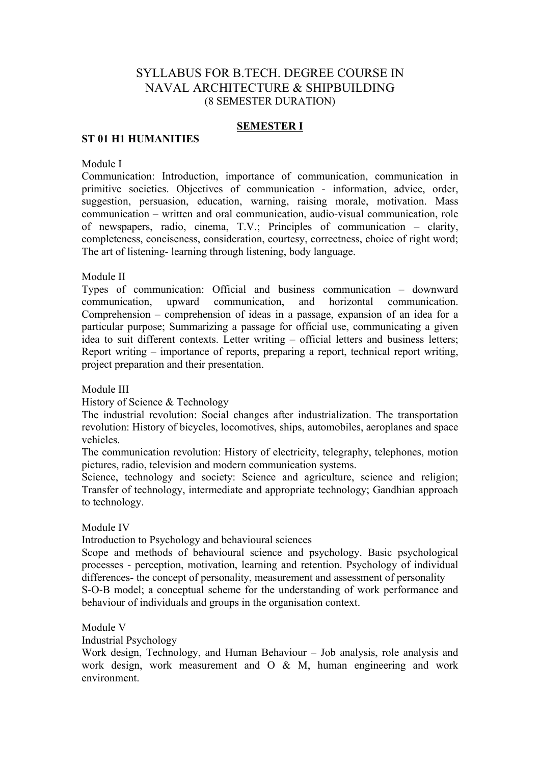# SYLLABUS FOR B.TECH. DEGREE COURSE IN NAVAL ARCHITECTURE & SHIPBUILDING

(8 SEMESTER DURATION)

## SEMESTER I

### ST 01 H1 HUMANITIES

Module I

Communication: Introduction, importance of communication, communication in primitive societies. Objectives of communication - information, advice, order, suggestion, persuasion, education, warning, raising morale, motivation. Mass communication – written and oral communication, audio-visual communication, role of newspapers, radio, cinema, T.V.; Principles of communication – clarity, completeness, conciseness, consideration, courtesy, correctness, choice of right word; The art of listening- learning through listening, body language.

Module II

Types of communication: Official and business communication – downward communication, upward communication, and horizontal communication. Comprehension – comprehension of ideas in a passage, expansion of an idea for a particular purpose; Summarizing a passage for official use, communicating a given idea to suit different contexts. Letter writing – official letters and business letters; Report writing – importance of reports, preparing a report, technical report writing, project preparation and their presentation.

Module III

History of Science & Technology

The industrial revolution: Social changes after industrialization. The transportation revolution: History of bicycles, locomotives, ships, automobiles, aeroplanes and space vehicles.

The communication revolution: History of electricity, telegraphy, telephones, motion pictures, radio, television and modern communication systems.

Science, technology and society: Science and agriculture, science and religion; Transfer of technology, intermediate and appropriate technology; Gandhian approach to technology.

Module IV

Introduction to Psychology and behavioural sciences

Scope and methods of behavioural science and psychology. Basic psychological processes - perception, motivation, learning and retention. Psychology of individual differences- the concept of personality, measurement and assessment of personality

S-O-B model; a conceptual scheme for the understanding of work performance and behaviour of individuals and groups in the organisation context.

Module V

Industrial Psychology

Work design, Technology, and Human Behaviour – Job analysis, role analysis and work design, work measurement and O & M, human engineering and work environment.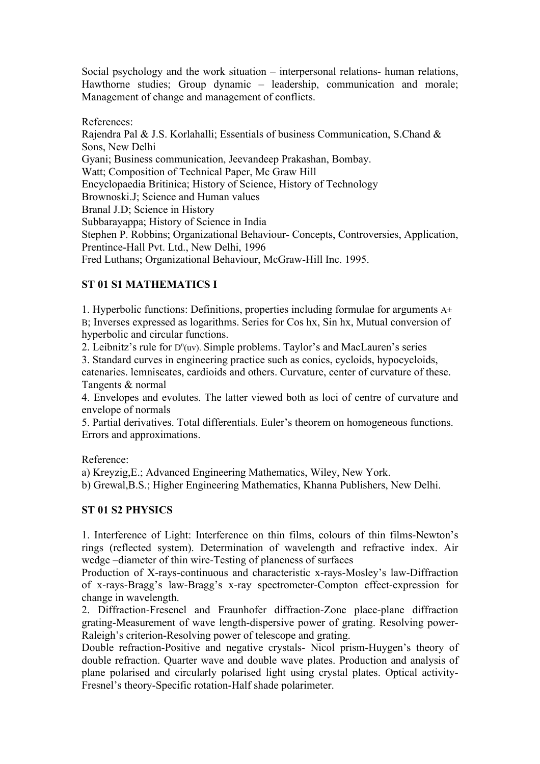Social psychology and the work situation – interpersonal relations- human relations, Hawthorne studies; Group dynamic – leadership, communication and morale; Management of change and management of conflicts.

References:
Rajendra Pal & J.S. Korlahalli; Essentials of business Communication, S.Chand & Sons, New Delhi
Gyani; Business communication, Jeevandeep Prakashan, Bombay.
Watt; Composition of Technical Paper, Mc Graw Hill
Encyclopaedia Britinica; History of Science, History of Technology
Brownoski.J; Science and Human values
Branal J.D; Science in History
Subbarayappa; History of Science in India
Stephen P. Robbins; Organizational Behaviour- Concepts, Controversies, Application, Prentince-Hall Pvt. Ltd., New Delhi, 1996
Fred Luthans; Organizational Behaviour, McGraw-Hill Inc. 1995.

**ST 01 S1 MATHEMATICS I**

1. Hyperbolic functions: Definitions, properties including formulae for arguments $A \pm B$; Inverses expressed as logarithms. Series for Cos hx, Sin hx, Mutual conversion of hyperbolic and circular functions.
2. Leibnitz's rule for $D^n(uv)$. Simple problems. Taylor's and MacLauren's series
3. Standard curves in engineering practice such as conics, cycloids, hypocycloids, catenaries. lemniseates, cardioids and others. Curvature, center of curvature of these. Tangents & normal
4. Envelopes and evolutes. The latter viewed both as loci of centre of curvature and envelope of normals
5. Partial derivatives. Total differentials. Euler's theorem on homogeneous functions. Errors and approximations.

Reference:
a) Kreyzig,E.; Advanced Engineering Mathematics, Wiley, New York.
b) Grewal,B.S.; Higher Engineering Mathematics, Khanna Publishers, New Delhi.

**ST 01 S2 PHYSICS**

1. Interference of Light: Interference on thin films, colours of thin films-Newton's rings (reflected system). Determination of wavelength and refractive index. Air wedge –diameter of thin wire-Testing of planeness of surfaces
Production of X-rays-continuous and characteristic x-rays-Mosley's law-Diffraction of x-rays-Bragg's law-Bragg's x-ray spectrometer-Compton effect-expression for change in wavelength.
2. Diffraction-Fresenel and Fraunhofer diffraction-Zone place-plane diffraction grating-Measurement of wave length-dispersive power of grating. Resolving power-Raleigh's criterion-Resolving power of telescope and grating.
Double refraction-Positive and negative crystals- Nicol prism-Huygen's theory of double refraction. Quarter wave and double wave plates. Production and analysis of plane polarised and circularly polarised light using crystal plates. Optical activity-Fresnel's theory-Specific rotation-Half shade polarimeter.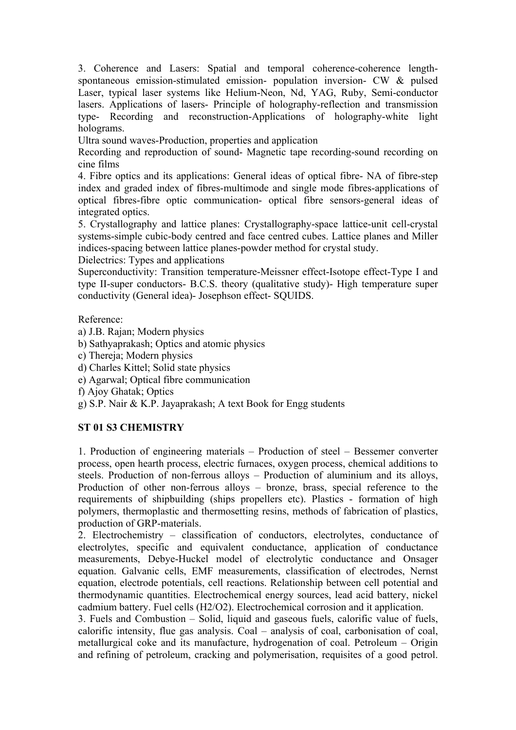3. Coherence and Lasers: Spatial and temporal coherence-coherence length-spontaneous emission-stimulated emission- population inversion- CW & pulsed Laser, typical laser systems like Helium-Neon, Nd, YAG, Ruby, Semi-conductor lasers. Applications of lasers- Principle of holography-reflection and transmission type- Recording and reconstruction-Applications of holography-white light holograms.

Ultra sound waves-Production, properties and application

Recording and reproduction of sound- Magnetic tape recording-sound recording on cine films

4. Fibre optics and its applications: General ideas of optical fibre- NA of fibre-step index and graded index of fibres-multimode and single mode fibres-applications of optical fibres-fibre optic communication- optical fibre sensors-general ideas of integrated optics.

5. Crystallography and lattice planes: Crystallography-space lattice-unit cell-crystal systems-simple cubic-body centred and face centred cubes. Lattice planes and Miller indices-spacing between lattice planes-powder method for crystal study.

Dielectrics: Types and applications

Superconductivity: Transition temperature-Meissner effect-Isotope effect-Type I and type II-super conductors- B.C.S. theory (qualitative study)- High temperature super conductivity (General idea)- Josephson effect- SQUIDS.

Reference:

a) J.B. Rajan; Modern physics
b) Sathyaprakash; Optics and atomic physics
c) Thereja; Modern physics
d) Charles Kittel; Solid state physics
e) Agarwal; Optical fibre communication
f) Ajoy Ghatak; Optics
g) S.P. Nair & K.P. Jayaprakash; A text Book for Engg students

**ST 01 S3 CHEMISTRY**

1. Production of engineering materials – Production of steel – Bessemer converter process, open hearth process, electric furnaces, oxygen process, chemical additions to steels. Production of non-ferrous alloys – Production of aluminium and its alloys, Production of other non-ferrous alloys – bronze, brass, special reference to the requirements of shipbuilding (ships propellers etc). Plastics - formation of high polymers, thermoplastic and thermosetting resins, methods of fabrication of plastics, production of GRP-materials.

2. Electrochemistry – classification of conductors, electrolytes, conductance of electrolytes, specific and equivalent conductance, application of conductance measurements, Debye-Huckel model of electrolytic conductance and Onsager equation. Galvanic cells, EMF measurements, classification of electrodes, Nernst equation, electrode potentials, cell reactions. Relationship between cell potential and thermodynamic quantities. Electrochemical energy sources, lead acid battery, nickel cadmium battery. Fuel cells ($H_2/O_2$). Electrochemical corrosion and it application.

3. Fuels and Combustion – Solid, liquid and gaseous fuels, calorific value of fuels, calorific intensity, flue gas analysis. Coal – analysis of coal, carbonisation of coal, metallurgical coke and its manufacture, hydrogenation of coal. Petroleum – Origin and refining of petroleum, cracking and polymerisation, requisites of a good petrol.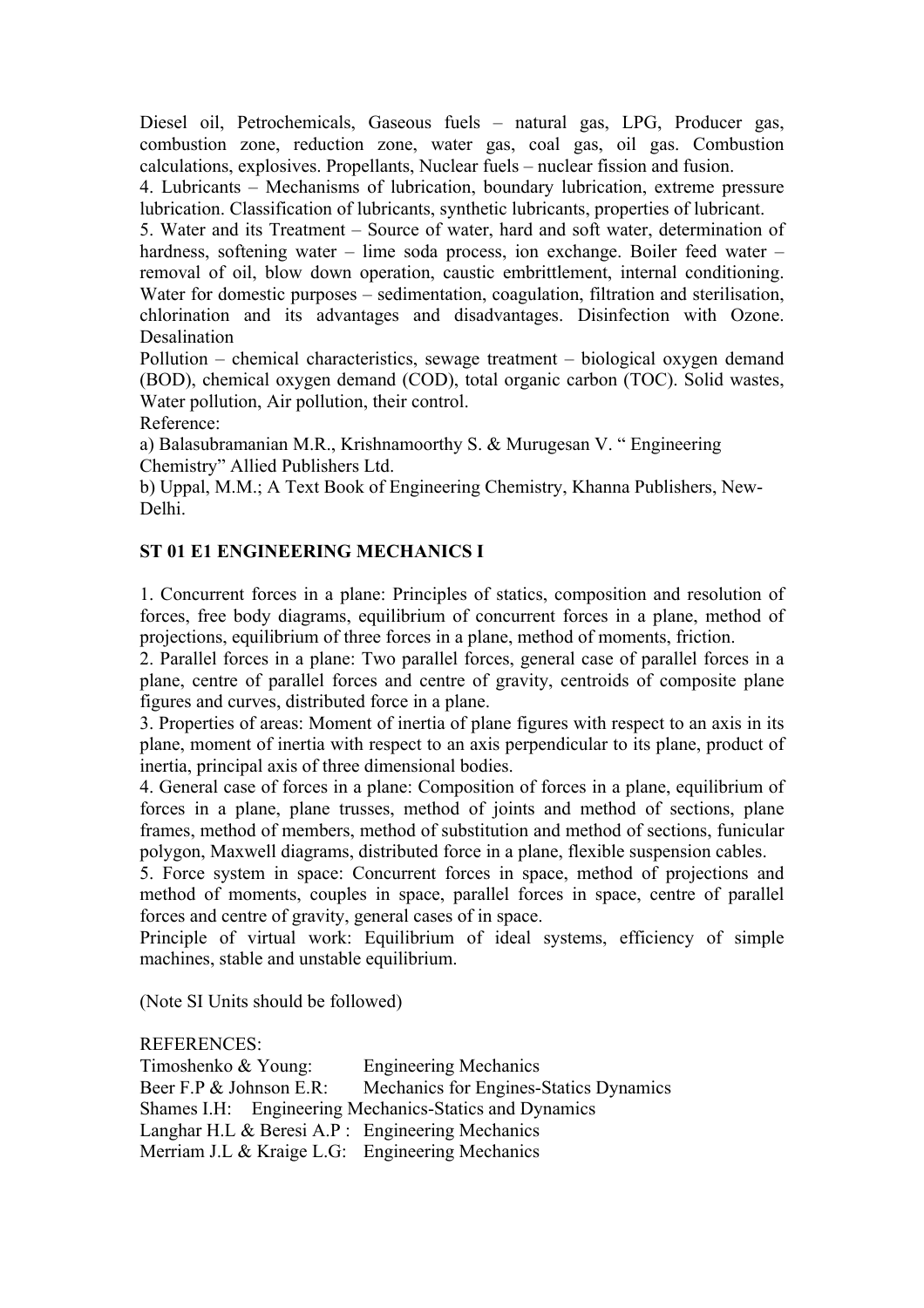Diesel oil, Petrochemicals, Gaseous fuels – natural gas, LPG, Producer gas, combustion zone, reduction zone, water gas, coal gas, oil gas. Combustion calculations, explosives. Propellants, Nuclear fuels – nuclear fission and fusion.

4. Lubricants – Mechanisms of lubrication, boundary lubrication, extreme pressure lubrication. Classification of lubricants, synthetic lubricants, properties of lubricant.

5. Water and its Treatment – Source of water, hard and soft water, determination of hardness, softening water – lime soda process, ion exchange. Boiler feed water – removal of oil, blow down operation, caustic embrittlement, internal conditioning. Water for domestic purposes – sedimentation, coagulation, filtration and sterilisation, chlorination and its advantages and disadvantages. Disinfection with Ozone. Desalination

Pollution – chemical characteristics, sewage treatment – biological oxygen demand (BOD), chemical oxygen demand (COD), total organic carbon (TOC). Solid wastes, Water pollution, Air pollution, their control.

Reference:

a) Balasubramanian M.R., Krishnamoorthy S. & Murugesan V. " Engineering Chemistry" Allied Publishers Ltd.

b) Uppal, M.M.; A Text Book of Engineering Chemistry, Khanna Publishers, New-Delhi.

## ST 01 E1 ENGINEERING MECHANICS I

1. Concurrent forces in a plane: Principles of statics, composition and resolution of forces, free body diagrams, equilibrium of concurrent forces in a plane, method of projections, equilibrium of three forces in a plane, method of moments, friction.

2. Parallel forces in a plane: Two parallel forces, general case of parallel forces in a plane, centre of parallel forces and centre of gravity, centroids of composite plane figures and curves, distributed force in a plane.

3. Properties of areas: Moment of inertia of plane figures with respect to an axis in its plane, moment of inertia with respect to an axis perpendicular to its plane, product of inertia, principal axis of three dimensional bodies.

4. General case of forces in a plane: Composition of forces in a plane, equilibrium of forces in a plane, plane trusses, method of joints and method of sections, plane frames, method of members, method of substitution and method of sections, funicular polygon, Maxwell diagrams, distributed force in a plane, flexible suspension cables.

5. Force system in space: Concurrent forces in space, method of projections and method of moments, couples in space, parallel forces in space, centre of parallel forces and centre of gravity, general cases of in space.

Principle of virtual work: Equilibrium of ideal systems, efficiency of simple machines, stable and unstable equilibrium.

(Note SI Units should be followed)

REFERENCES:

Timoshenko & Young: Engineering Mechanics

Beer F.P & Johnson E.R: Mechanics for Engines-Statics Dynamics

Shames I.H: Engineering Mechanics-Statics and Dynamics

Langhar H.L & Beresi A.P : Engineering Mechanics

Merriam J.L & Kraige L.G: Engineering Mechanics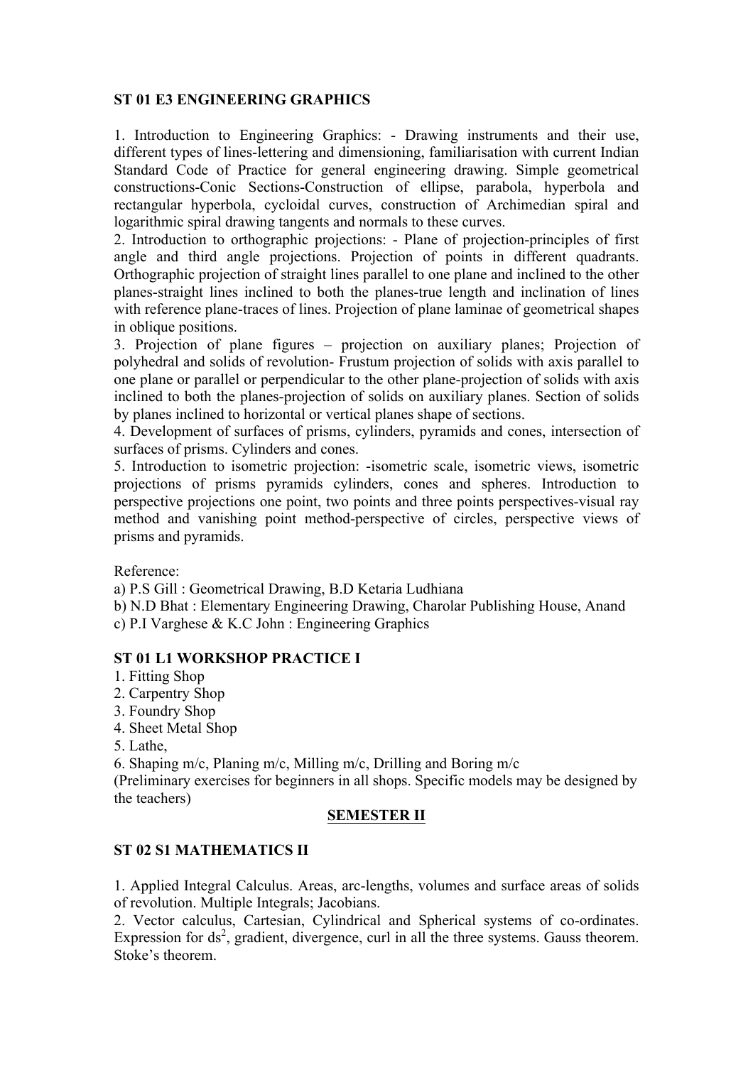**ST 01 E3 ENGINEERING GRAPHICS**

1. Introduction to Engineering Graphics: - Drawing instruments and their use, different types of lines-lettering and dimensioning, familiarisation with current Indian Standard Code of Practice for general engineering drawing. Simple geometrical constructions-Conic Sections-Construction of ellipse, parabola, hyperbola and rectangular hyperbola, cycloidal curves, construction of Archimedian spiral and logarithmic spiral drawing tangents and normals to these curves.
2. Introduction to orthographic projections: - Plane of projection-principles of first angle and third angle projections. Projection of points in different quadrants. Orthographic projection of straight lines parallel to one plane and inclined to the other planes-straight lines inclined to both the planes-true length and inclination of lines with reference plane-traces of lines. Projection of plane laminae of geometrical shapes in oblique positions.
3. Projection of plane figures – projection on auxiliary planes; Projection of polyhedral and solids of revolution- Frustum projection of solids with axis parallel to one plane or parallel or perpendicular to the other plane-projection of solids with axis inclined to both the planes-projection of solids on auxiliary planes. Section of solids by planes inclined to horizontal or vertical planes shape of sections.
4. Development of surfaces of prisms, cylinders, pyramids and cones, intersection of surfaces of prisms. Cylinders and cones.
5. Introduction to isometric projection: -isometric scale, isometric views, isometric projections of prisms pyramids cylinders, cones and spheres. Introduction to perspective projections one point, two points and three points perspectives-visual ray method and vanishing point method-perspective of circles, perspective views of prisms and pyramids.

Reference:
a) P.S Gill : Geometrical Drawing, B.D Ketaria Ludhiana
b) N.D Bhat : Elementary Engineering Drawing, Charolar Publishing House, Anand
c) P.I Varghese & K.C John : Engineering Graphics

**ST 01 L1 WORKSHOP PRACTICE I**

1. Fitting Shop
2. Carpentry Shop
3. Foundry Shop
4. Sheet Metal Shop
5. Lathe,
6. Shaping m/c, Planing m/c, Milling m/c, Drilling and Boring m/c

(Preliminary exercises for beginners in all shops. Specific models may be designed by the teachers)

## SEMESTER II

**ST 02 S1 MATHEMATICS II**

1. Applied Integral Calculus. Areas, arc-lengths, volumes and surface areas of solids of revolution. Multiple Integrals; Jacobians.
2. Vector calculus, Cartesian, Cylindrical and Spherical systems of co-ordinates. Expression for $ds^2$, gradient, divergence, curl in all the three systems. Gauss theorem. Stoke's theorem.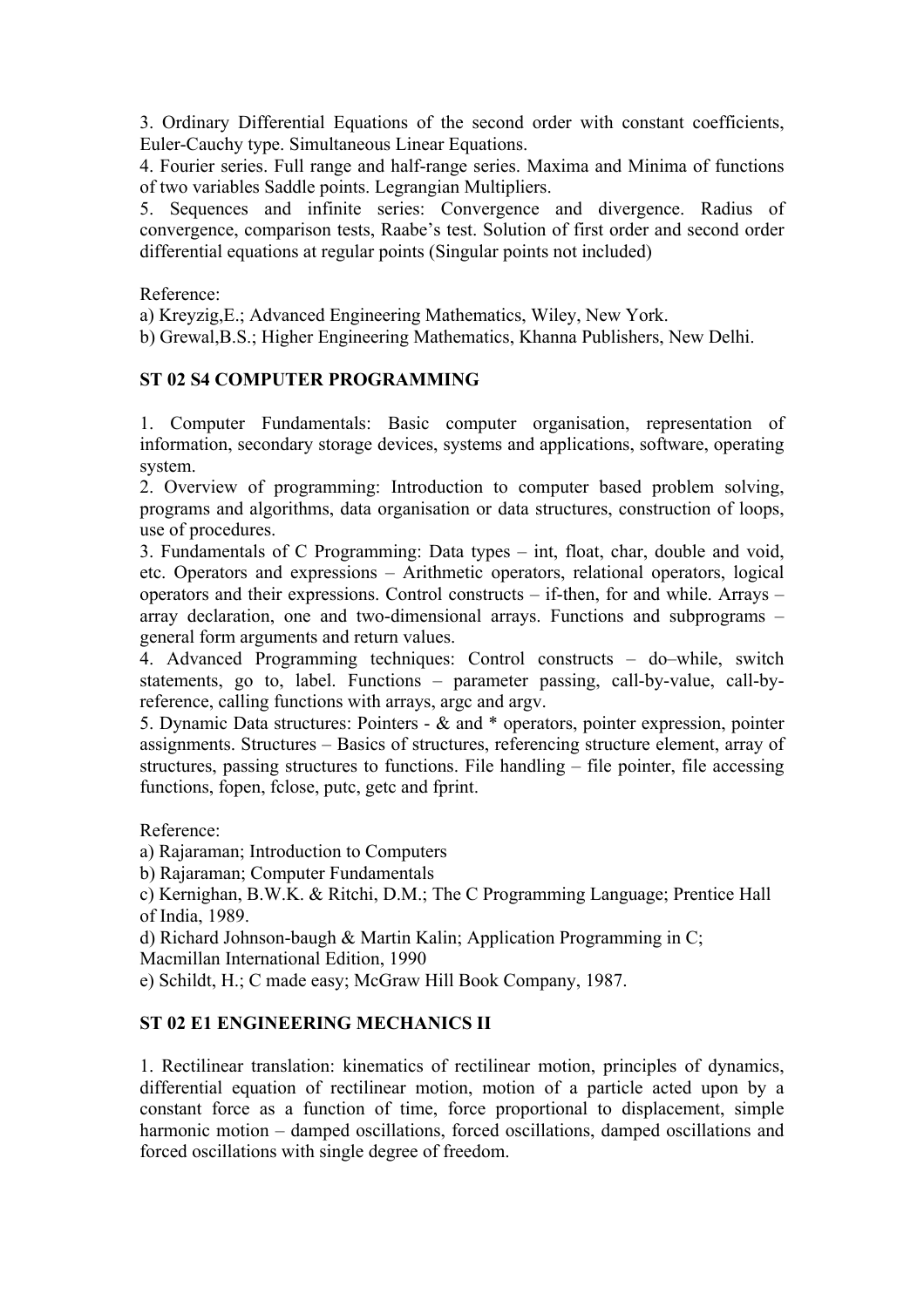3. Ordinary Differential Equations of the second order with constant coefficients, Euler-Cauchy type. Simultaneous Linear Equations.
4. Fourier series. Full range and half-range series. Maxima and Minima of functions of two variables Saddle points. Legrangian Multipliers.
5. Sequences and infinite series: Convergence and divergence. Radius of convergence, comparison tests, Raabe's test. Solution of first order and second order differential equations at regular points (Singular points not included)

Reference:
a) Kreyzig,E.; Advanced Engineering Mathematics, Wiley, New York.
b) Grewal,B.S.; Higher Engineering Mathematics, Khanna Publishers, New Delhi.

**ST 02 S4 COMPUTER PROGRAMMING**

1. Computer Fundamentals: Basic computer organisation, representation of information, secondary storage devices, systems and applications, software, operating system.
2. Overview of programming: Introduction to computer based problem solving, programs and algorithms, data organisation or data structures, construction of loops, use of procedures.
3. Fundamentals of C Programming: Data types – int, float, char, double and void, etc. Operators and expressions – Arithmetic operators, relational operators, logical operators and their expressions. Control constructs – if-then, for and while. Arrays – array declaration, one and two-dimensional arrays. Functions and subprograms – general form arguments and return values.
4. Advanced Programming techniques: Control constructs – do–while, switch statements, go to, label. Functions – parameter passing, call-by-value, call-by-reference, calling functions with arrays, argc and argv.
5. Dynamic Data structures: Pointers - & and * operators, pointer expression, pointer assignments. Structures – Basics of structures, referencing structure element, array of structures, passing structures to functions. File handling – file pointer, file accessing functions, fopen, fclose, putc, getc and fprint.

Reference:
a) Rajaraman; Introduction to Computers
b) Rajaraman; Computer Fundamentals
c) Kernighan, B.W.K. & Ritchi, D.M.; The C Programming Language; Prentice Hall of India, 1989.
d) Richard Johnson-baugh & Martin Kalin; Application Programming in C; Macmillan International Edition, 1990
e) Schildt, H.; C made easy; McGraw Hill Book Company, 1987.

**ST 02 E1 ENGINEERING MECHANICS II**

1. Rectilinear translation: kinematics of rectilinear motion, principles of dynamics, differential equation of rectilinear motion, motion of a particle acted upon by a constant force as a function of time, force proportional to displacement, simple harmonic motion – damped oscillations, forced oscillations, damped oscillations and forced oscillations with single degree of freedom.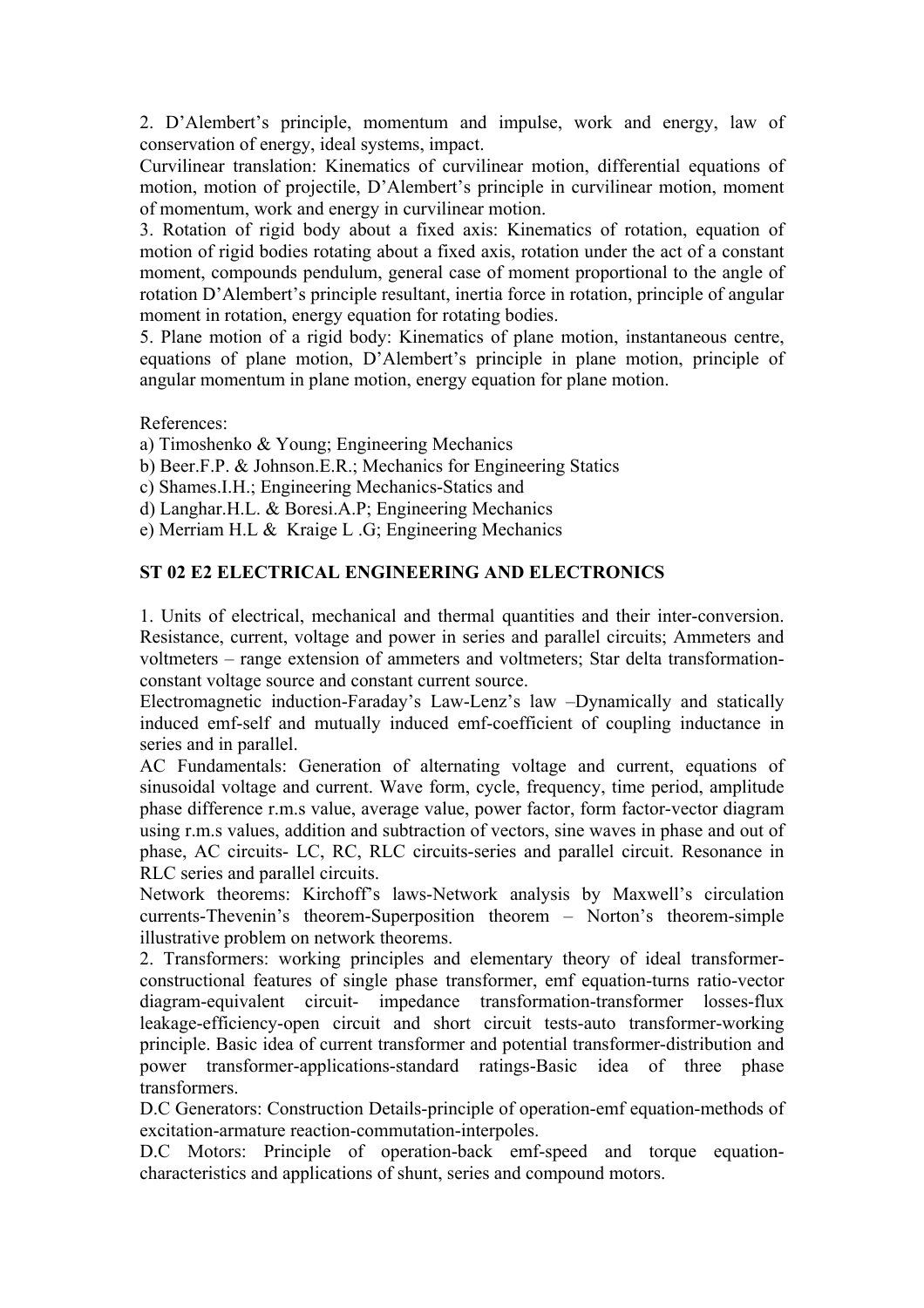2. D'Alembert's principle, momentum and impulse, work and energy, law of conservation of energy, ideal systems, impact.

Curvilinear translation: Kinematics of curvilinear motion, differential equations of motion, motion of projectile, D'Alembert's principle in curvilinear motion, moment of momentum, work and energy in curvilinear motion.

3. Rotation of rigid body about a fixed axis: Kinematics of rotation, equation of motion of rigid bodies rotating about a fixed axis, rotation under the act of a constant moment, compounds pendulum, general case of moment proportional to the angle of rotation D'Alembert's principle resultant, inertia force in rotation, principle of angular moment in rotation, energy equation for rotating bodies.

5. Plane motion of a rigid body: Kinematics of plane motion, instantaneous centre, equations of plane motion, D'Alembert's principle in plane motion, principle of angular momentum in plane motion, energy equation for plane motion.

References:

a) Timoshenko & Young; Engineering Mechanics
b) Beer.F.P. & Johnson.E.R.; Mechanics for Engineering Statics
c) Shames.I.H.; Engineering Mechanics-Statics and
d) Langhar.H.L. & Boresi.A.P; Engineering Mechanics
e) Merriam H.L & Kraige L .G; Engineering Mechanics

## ST 02 E2 ELECTRICAL ENGINEERING AND ELECTRONICS

1. Units of electrical, mechanical and thermal quantities and their inter-conversion. Resistance, current, voltage and power in series and parallel circuits; Ammeters and voltmeters – range extension of ammeters and voltmeters; Star delta transformation-constant voltage source and constant current source.

Electromagnetic induction-Faraday's Law-Lenz's law –Dynamically and statically induced emf-self and mutually induced emf-coefficient of coupling inductance in series and in parallel.

AC Fundamentals: Generation of alternating voltage and current, equations of sinusoidal voltage and current. Wave form, cycle, frequency, time period, amplitude phase difference r.m.s value, average value, power factor, form factor-vector diagram using r.m.s values, addition and subtraction of vectors, sine waves in phase and out of phase, AC circuits- LC, RC, RLC circuits-series and parallel circuit. Resonance in RLC series and parallel circuits.

Network theorems: Kirchoff's laws-Network analysis by Maxwell's circulation currents-Thevenin's theorem-Superposition theorem – Norton's theorem-simple illustrative problem on network theorems.

2. Transformers: working principles and elementary theory of ideal transformer-constructional features of single phase transformer, emf equation-turns ratio-vector diagram-equivalent circuit- impedance transformation-transformer losses-flux leakage-efficiency-open circuit and short circuit tests-auto transformer-working principle. Basic idea of current transformer and potential transformer-distribution and power transformer-applications-standard ratings-Basic idea of three phase transformers.

D.C Generators: Construction Details-principle of operation-emf equation-methods of excitation-armature reaction-commutation-interpoles.

D.C Motors: Principle of operation-back emf-speed and torque equation-characteristics and applications of shunt, series and compound motors.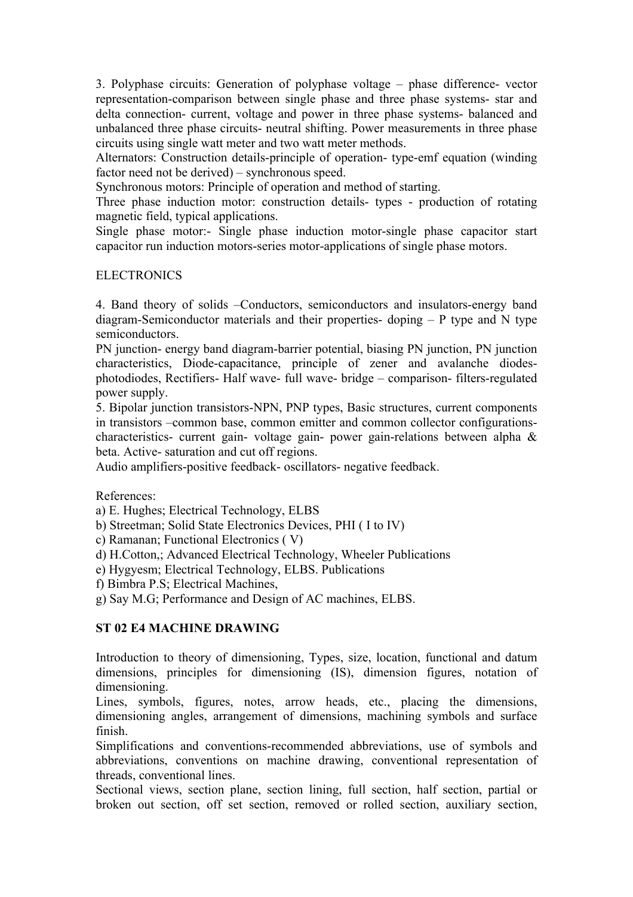3. Polyphase circuits: Generation of polyphase voltage – phase difference- vector representation-comparison between single phase and three phase systems- star and delta connection- current, voltage and power in three phase systems- balanced and unbalanced three phase circuits- neutral shifting. Power measurements in three phase circuits using single watt meter and two watt meter methods.

Alternators: Construction details-principle of operation- type-emf equation (winding factor need not be derived) – synchronous speed.

Synchronous motors: Principle of operation and method of starting.

Three phase induction motor: construction details- types - production of rotating magnetic field, typical applications.

Single phase motor:- Single phase induction motor-single phase capacitor start capacitor run induction motors-series motor-applications of single phase motors.

ELECTRONICS

4. Band theory of solids –Conductors, semiconductors and insulators-energy band diagram-Semiconductor materials and their properties- doping – P type and N type semiconductors.

PN junction- energy band diagram-barrier potential, biasing PN junction, PN junction characteristics, Diode-capacitance, principle of zener and avalanche diodes-photodiodes, Rectifiers- Half wave- full wave- bridge – comparison- filters-regulated power supply.

5. Bipolar junction transistors-NPN, PNP types, Basic structures, current components in transistors –common base, common emitter and common collector configurations-characteristics- current gain- voltage gain- power gain-relations between alpha & beta. Active- saturation and cut off regions.

Audio amplifiers-positive feedback- oscillators- negative feedback.

References:

a) E. Hughes; Electrical Technology, ELBS
b) Streetman; Solid State Electronics Devices, PHI ( I to IV)
c) Ramanan; Functional Electronics ( V)
d) H.Cotton,; Advanced Electrical Technology, Wheeler Publications
e) Hygyesm; Electrical Technology, ELBS. Publications
f) Bimbra P.S; Electrical Machines,
g) Say M.G; Performance and Design of AC machines, ELBS.

**ST 02 E4 MACHINE DRAWING**

Introduction to theory of dimensioning, Types, size, location, functional and datum dimensions, principles for dimensioning (IS), dimension figures, notation of dimensioning.

Lines, symbols, figures, notes, arrow heads, etc., placing the dimensions, dimensioning angles, arrangement of dimensions, machining symbols and surface finish.

Simplifications and conventions-recommended abbreviations, use of symbols and abbreviations, conventions on machine drawing, conventional representation of threads, conventional lines.

Sectional views, section plane, section lining, full section, half section, partial or broken out section, off set section, removed or rolled section, auxiliary section,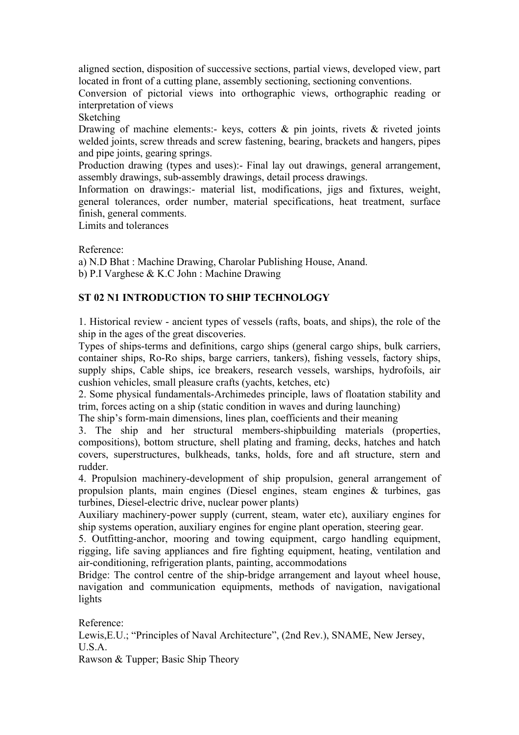aligned section, disposition of successive sections, partial views, developed view, part located in front of a cutting plane, assembly sectioning, sectioning conventions.

Conversion of pictorial views into orthographic views, orthographic reading or interpretation of views

Sketching

Drawing of machine elements:- keys, cotters & pin joints, rivets & riveted joints welded joints, screw threads and screw fastening, bearing, brackets and hangers, pipes and pipe joints, gearing springs.

Production drawing (types and uses):- Final lay out drawings, general arrangement, assembly drawings, sub-assembly drawings, detail process drawings.

Information on drawings:- material list, modifications, jigs and fixtures, weight, general tolerances, order number, material specifications, heat treatment, surface finish, general comments.

Limits and tolerances

Reference:

a) N.D Bhat : Machine Drawing, Charolar Publishing House, Anand.

b) P.I Varghese & K.C John : Machine Drawing

**ST 02 N1 INTRODUCTION TO SHIP TECHNOLOGY**

1. Historical review - ancient types of vessels (rafts, boats, and ships), the role of the ship in the ages of the great discoveries.

Types of ships-terms and definitions, cargo ships (general cargo ships, bulk carriers, container ships, Ro-Ro ships, barge carriers, tankers), fishing vessels, factory ships, supply ships, Cable ships, ice breakers, research vessels, warships, hydrofoils, air cushion vehicles, small pleasure crafts (yachts, ketches, etc)

2. Some physical fundamentals-Archimedes principle, laws of floatation stability and trim, forces acting on a ship (static condition in waves and during launching)

The ship's form-main dimensions, lines plan, coefficients and their meaning

3. The ship and her structural members-shipbuilding materials (properties, compositions), bottom structure, shell plating and framing, decks, hatches and hatch covers, superstructures, bulkheads, tanks, holds, fore and aft structure, stern and rudder.

4. Propulsion machinery-development of ship propulsion, general arrangement of propulsion plants, main engines (Diesel engines, steam engines & turbines, gas turbines, Diesel-electric drive, nuclear power plants)

Auxiliary machinery-power supply (current, steam, water etc), auxiliary engines for ship systems operation, auxiliary engines for engine plant operation, steering gear.

5. Outfitting-anchor, mooring and towing equipment, cargo handling equipment, rigging, life saving appliances and fire fighting equipment, heating, ventilation and air-conditioning, refrigeration plants, painting, accommodations

Bridge: The control centre of the ship-bridge arrangement and layout wheel house, navigation and communication equipments, methods of navigation, navigational lights

Reference:

Lewis,E.U.; "Principles of Naval Architecture", (2nd Rev.), SNAME, New Jersey, U.S.A.

Rawson & Tupper; Basic Ship Theory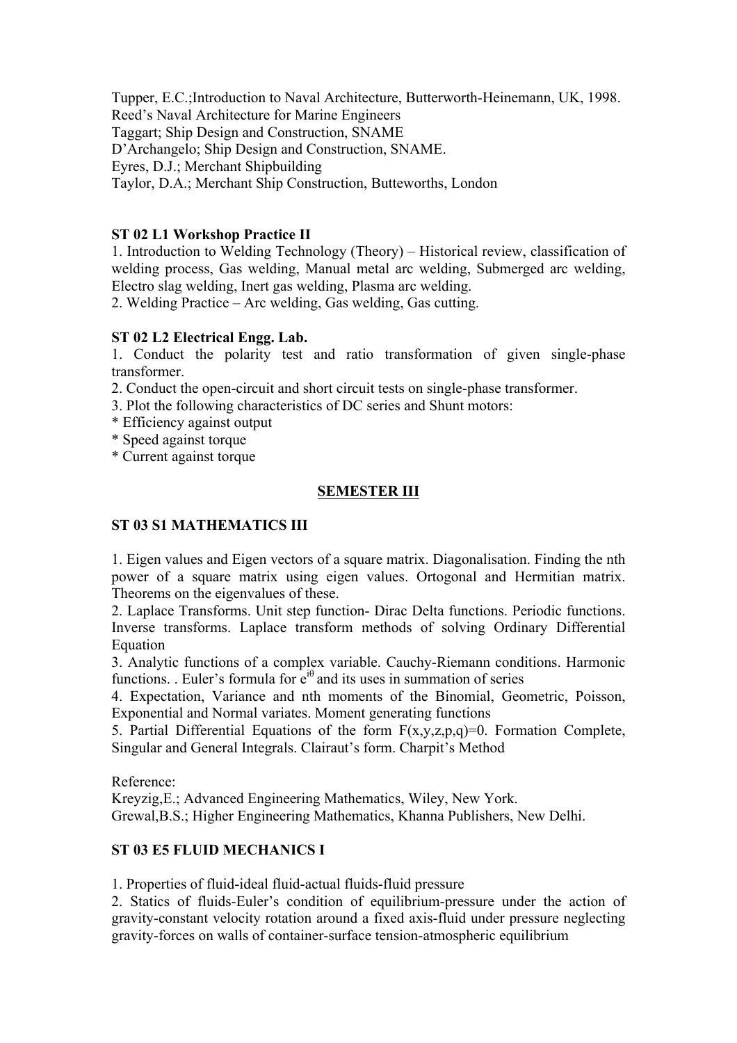Tupper, E.C.;Introduction to Naval Architecture, Butterworth-Heinemann, UK, 1998.
Reed's Naval Architecture for Marine Engineers
Taggart; Ship Design and Construction, SNAME
D'Archangelo; Ship Design and Construction, SNAME.
Eyres, D.J.; Merchant Shipbuilding
Taylor, D.A.; Merchant Ship Construction, Butteworths, London

**ST 02 L1 Workshop Practice II**

1. Introduction to Welding Technology (Theory) – Historical review, classification of welding process, Gas welding, Manual metal arc welding, Submerged arc welding, Electro slag welding, Inert gas welding, Plasma arc welding.
2. Welding Practice – Arc welding, Gas welding, Gas cutting.

**ST 02 L2 Electrical Engg. Lab.**

1. Conduct the polarity test and ratio transformation of given single-phase transformer.
2. Conduct the open-circuit and short circuit tests on single-phase transformer.
3. Plot the following characteristics of DC series and Shunt motors:

* Efficiency against output
* Speed against torque
* Current against torque

## SEMESTER III

**ST 03 S1 MATHEMATICS III**

1. Eigen values and Eigen vectors of a square matrix. Diagonalisation. Finding the nth power of a square matrix using eigen values. Ortogonal and Hermitian matrix. Theorems on the eigenvalues of these.
2. Laplace Transforms. Unit step function- Dirac Delta functions. Periodic functions. Inverse transforms. Laplace transform methods of solving Ordinary Differential Equation
3. Analytic functions of a complex variable. Cauchy-Riemann conditions. Harmonic functions. . Euler's formula for $e^{i\theta}$ and its uses in summation of series
4. Expectation, Variance and nth moments of the Binomial, Geometric, Poisson, Exponential and Normal variates. Moment generating functions
5. Partial Differential Equations of the form $F(x,y,z,p,q)=0$. Formation Complete, Singular and General Integrals. Clairaut's form. Charpit's Method

Reference:
Kreyzig,E.; Advanced Engineering Mathematics, Wiley, New York.
Grewal,B.S.; Higher Engineering Mathematics, Khanna Publishers, New Delhi.

**ST 03 E5 FLUID MECHANICS I**

1. Properties of fluid-ideal fluid-actual fluids-fluid pressure
2. Statics of fluids-Euler's condition of equilibrium-pressure under the action of gravity-constant velocity rotation around a fixed axis-fluid under pressure neglecting gravity-forces on walls of container-surface tension-atmospheric equilibrium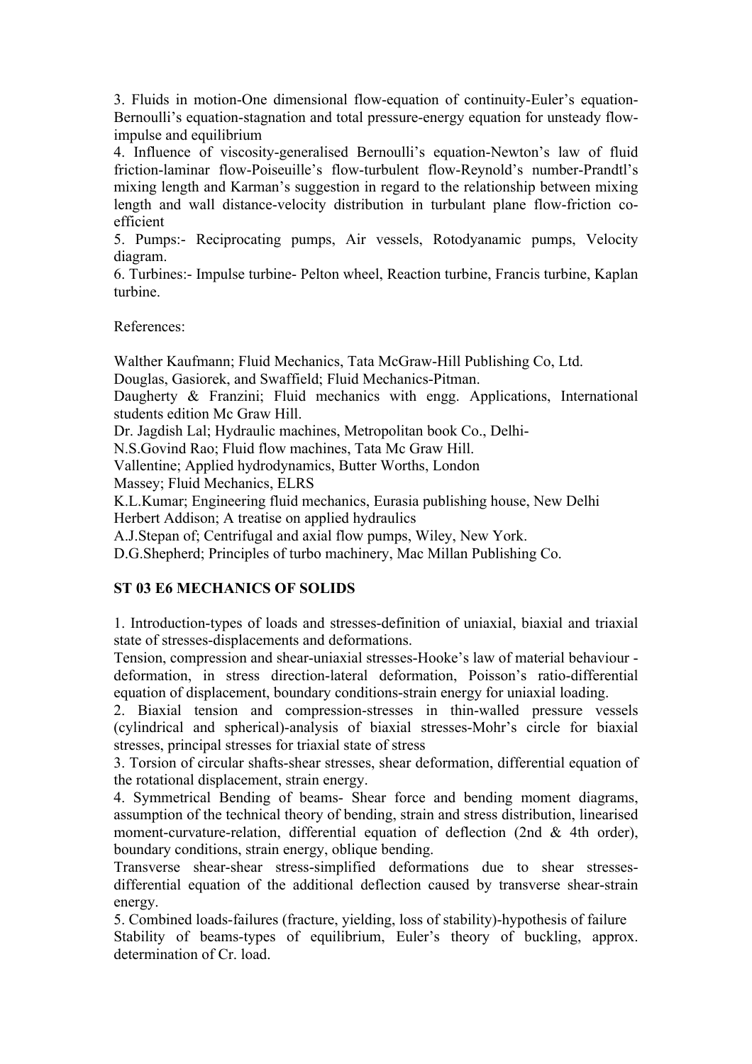3. Fluids in motion-One dimensional flow-equation of continuity-Euler's equation-Bernoulli's equation-stagnation and total pressure-energy equation for unsteady flow-impulse and equilibrium

4. Influence of viscosity-generalised Bernoulli's equation-Newton's law of fluid friction-laminar flow-Poiseuille's flow-turbulent flow-Reynold's number-Prandtl's mixing length and Karman's suggestion in regard to the relationship between mixing length and wall distance-velocity distribution in turbulant plane flow-friction co-efficient

5. Pumps:- Reciprocating pumps, Air vessels, Rotodyanamic pumps, Velocity diagram.

6. Turbines:- Impulse turbine- Pelton wheel, Reaction turbine, Francis turbine, Kaplan turbine.

References:

Walther Kaufmann; Fluid Mechanics, Tata McGraw-Hill Publishing Co, Ltd.
Douglas, Gasiorek, and Swaffield; Fluid Mechanics-Pitman.
Daugherty & Franzini; Fluid mechanics with engg. Applications, International students edition Mc Graw Hill.
Dr. Jagdish Lal; Hydraulic machines, Metropolitan book Co., Delhi-
N.S.Govind Rao; Fluid flow machines, Tata Mc Graw Hill.
Vallentine; Applied hydrodynamics, Butter Worths, London
Massey; Fluid Mechanics, ELRS
K.L.Kumar; Engineering fluid mechanics, Eurasia publishing house, New Delhi
Herbert Addison; A treatise on applied hydraulics
A.J.Stepan of; Centrifugal and axial flow pumps, Wiley, New York.
D.G.Shepherd; Principles of turbo machinery, Mac Millan Publishing Co.

**ST 03 E6 MECHANICS OF SOLIDS**

1. Introduction-types of loads and stresses-definition of uniaxial, biaxial and triaxial state of stresses-displacements and deformations.
Tension, compression and shear-uniaxial stresses-Hooke's law of material behaviour - deformation, in stress direction-lateral deformation, Poisson's ratio-differential equation of displacement, boundary conditions-strain energy for uniaxial loading.

2. Biaxial tension and compression-stresses in thin-walled pressure vessels (cylindrical and spherical)-analysis of biaxial stresses-Mohr's circle for biaxial stresses, principal stresses for triaxial state of stress

3. Torsion of circular shafts-shear stresses, shear deformation, differential equation of the rotational displacement, strain energy.

4. Symmetrical Bending of beams- Shear force and bending moment diagrams, assumption of the technical theory of bending, strain and stress distribution, linearised moment-curvature-relation, differential equation of deflection (2nd & 4th order), boundary conditions, strain energy, oblique bending.
Transverse shear-shear stress-simplified deformations due to shear stresses-differential equation of the additional deflection caused by transverse shear-strain energy.

5. Combined loads-failures (fracture, yielding, loss of stability)-hypothesis of failure
Stability of beams-types of equilibrium, Euler's theory of buckling, approx. determination of Cr. load.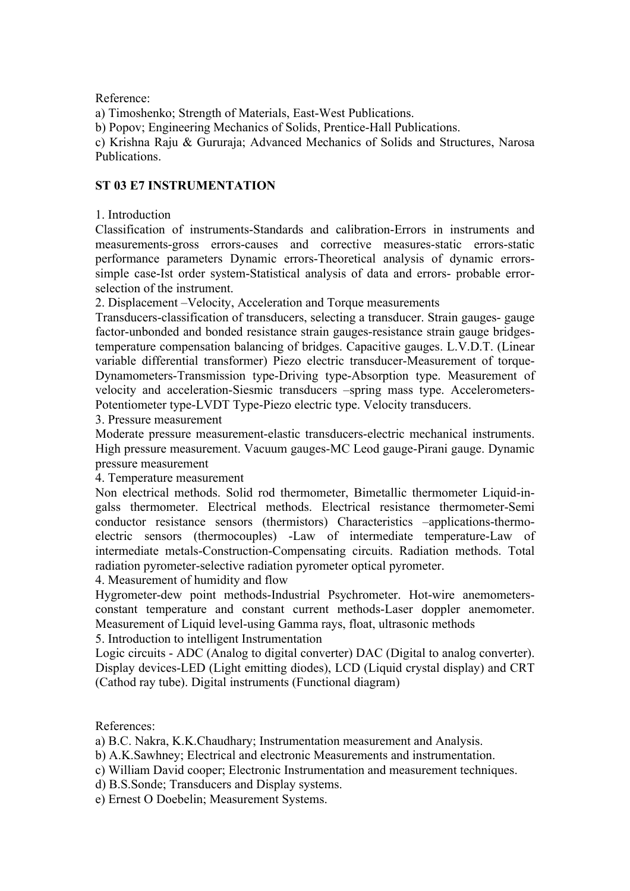Reference:

a) Timoshenko; Strength of Materials, East-West Publications.

b) Popov; Engineering Mechanics of Solids, Prentice-Hall Publications.

c) Krishna Raju & Gururaja; Advanced Mechanics of Solids and Structures, Narosa Publications.

**ST 03 E7 INSTRUMENTATION**

1. Introduction

Classification of instruments-Standards and calibration-Errors in instruments and measurements-gross errors-causes and corrective measures-static errors-static performance parameters Dynamic errors-Theoretical analysis of dynamic errors-simple case-Ist order system-Statistical analysis of data and errors- probable error-selection of the instrument.

2. Displacement –Velocity, Acceleration and Torque measurements

Transducers-classification of transducers, selecting a transducer. Strain gauges- gauge factor-unbonded and bonded resistance strain gauges-resistance strain gauge bridges-temperature compensation balancing of bridges. Capacitive gauges. L.V.D.T. (Linear variable differential transformer) Piezo electric transducer-Measurement of torque-Dynamometers-Transmission type-Driving type-Absorption type. Measurement of velocity and acceleration-Siesmic transducers –spring mass type. Accelerometers-Potentiometer type-LVDT Type-Piezo electric type. Velocity transducers.

3. Pressure measurement

Moderate pressure measurement-elastic transducers-electric mechanical instruments. High pressure measurement. Vacuum gauges-MC Leod gauge-Pirani gauge. Dynamic pressure measurement

4. Temperature measurement

Non electrical methods. Solid rod thermometer, Bimetallic thermometer Liquid-in-galss thermometer. Electrical methods. Electrical resistance thermometer-Semi conductor resistance sensors (thermistors) Characteristics –applications-thermo-electric sensors (thermocouples) -Law of intermediate temperature-Law of intermediate metals-Construction-Compensating circuits. Radiation methods. Total radiation pyrometer-selective radiation pyrometer optical pyrometer.

4. Measurement of humidity and flow

Hygrometer-dew point methods-Industrial Psychrometer. Hot-wire anemometers-constant temperature and constant current methods-Laser doppler anemometer. Measurement of Liquid level-using Gamma rays, float, ultrasonic methods

5. Introduction to intelligent Instrumentation

Logic circuits - ADC (Analog to digital converter) DAC (Digital to analog converter). Display devices-LED (Light emitting diodes), LCD (Liquid crystal display) and CRT (Cathod ray tube). Digital instruments (Functional diagram)

References:

a) B.C. Nakra, K.K.Chaudhary; Instrumentation measurement and Analysis.

b) A.K.Sawhney; Electrical and electronic Measurements and instrumentation.

c) William David cooper; Electronic Instrumentation and measurement techniques.

d) B.S.Sonde; Transducers and Display systems.

e) Ernest O Doebelin; Measurement Systems.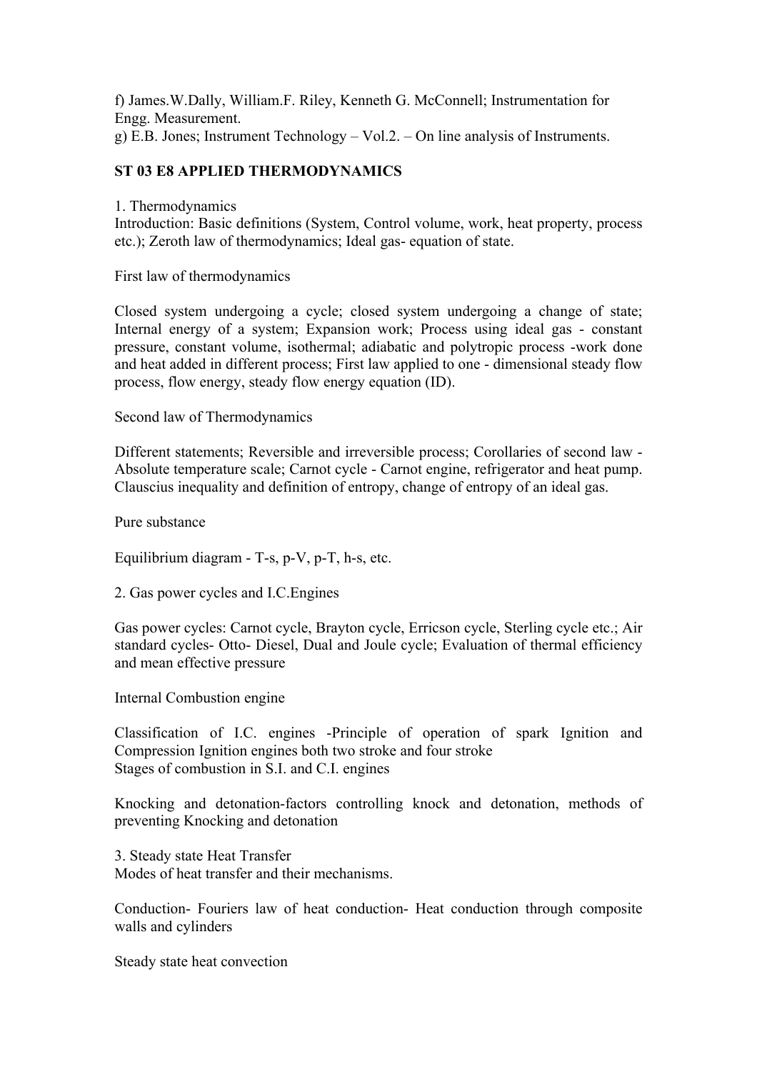f) James.W.Dally, William.F. Riley, Kenneth G. McConnell; Instrumentation for Engg. Measurement.
g) E.B. Jones; Instrument Technology – Vol.2. – On line analysis of Instruments.

## ST 03 E8 APPLIED THERMODYNAMICS

1. Thermodynamics
Introduction: Basic definitions (System, Control volume, work, heat property, process etc.); Zeroth law of thermodynamics; Ideal gas- equation of state.

First law of thermodynamics

Closed system undergoing a cycle; closed system undergoing a change of state; Internal energy of a system; Expansion work; Process using ideal gas - constant pressure, constant volume, isothermal; adiabatic and polytropic process -work done and heat added in different process; First law applied to one - dimensional steady flow process, flow energy, steady flow energy equation (ID).

Second law of Thermodynamics

Different statements; Reversible and irreversible process; Corollaries of second law - Absolute temperature scale; Carnot cycle - Carnot engine, refrigerator and heat pump. Clauscius inequality and definition of entropy, change of entropy of an ideal gas.

Pure substance

Equilibrium diagram - T-s, p-V, p-T, h-s, etc.

2. Gas power cycles and I.C.Engines

Gas power cycles: Carnot cycle, Brayton cycle, Erricson cycle, Sterling cycle etc.; Air standard cycles- Otto- Diesel, Dual and Joule cycle; Evaluation of thermal efficiency and mean effective pressure

Internal Combustion engine

Classification of I.C. engines -Principle of operation of spark Ignition and Compression Ignition engines both two stroke and four stroke
Stages of combustion in S.I. and C.I. engines

Knocking and detonation-factors controlling knock and detonation, methods of preventing Knocking and detonation

3. Steady state Heat Transfer
Modes of heat transfer and their mechanisms.

Conduction- Fouriers law of heat conduction- Heat conduction through composite walls and cylinders

Steady state heat convection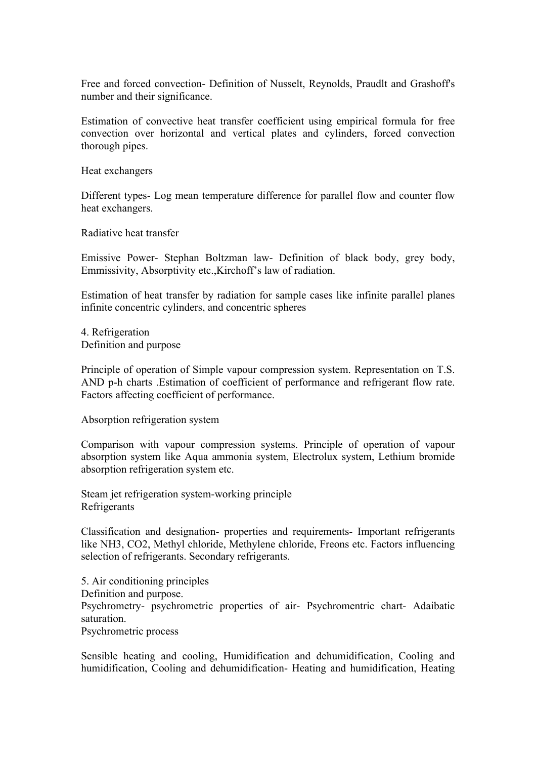Free and forced convection- Definition of Nusselt, Reynolds, Praudlt and Grashoff's number and their significance.

Estimation of convective heat transfer coefficient using empirical formula for free convection over horizontal and vertical plates and cylinders, forced convection thorough pipes.

Heat exchangers

Different types- Log mean temperature difference for parallel flow and counter flow heat exchangers.

Radiative heat transfer

Emissive Power- Stephan Boltzman law- Definition of black body, grey body, Emmissivity, Absorptivity etc.,Kirchoff's law of radiation.

Estimation of heat transfer by radiation for sample cases like infinite parallel planes infinite concentric cylinders, and concentric spheres

4. Refrigeration
Definition and purpose

Principle of operation of Simple vapour compression system. Representation on T.S. AND p-h charts .Estimation of coefficient of performance and refrigerant flow rate. Factors affecting coefficient of performance.

Absorption refrigeration system

Comparison with vapour compression systems. Principle of operation of vapour absorption system like Aqua ammonia system, Electrolux system, Lethium bromide absorption refrigeration system etc.

Steam jet refrigeration system-working principle
Refrigerants

Classification and designation- properties and requirements- Important refrigerants like $NH_3$, $CO_2$, Methyl chloride, Methylene chloride, Freons etc. Factors influencing selection of refrigerants. Secondary refrigerants.

5. Air conditioning principles
Definition and purpose.
Psychrometry- psychrometric properties of air- Psychromentric chart- Adaibatic saturation.
Psychrometric process

Sensible heating and cooling, Humidification and dehumidification, Cooling and humidification, Cooling and dehumidification- Heating and humidification, Heating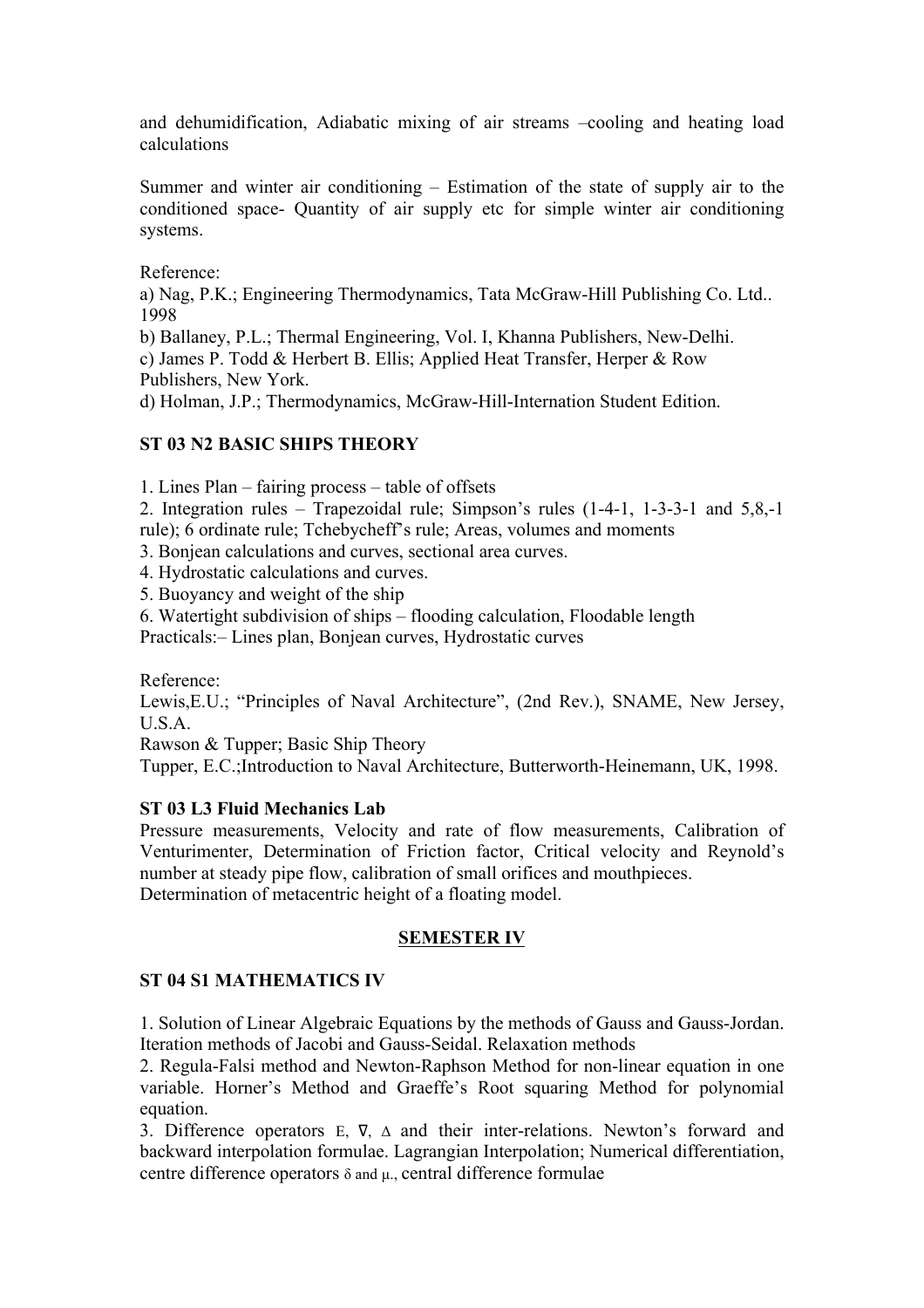and dehumidification, Adiabatic mixing of air streams –cooling and heating load calculations

Summer and winter air conditioning – Estimation of the state of supply air to the conditioned space- Quantity of air supply etc for simple winter air conditioning systems.

Reference:
a) Nag, P.K.; Engineering Thermodynamics, Tata McGraw-Hill Publishing Co. Ltd.. 1998
b) Ballaney, P.L.; Thermal Engineering, Vol. I, Khanna Publishers, New-Delhi.
c) James P. Todd & Herbert B. Ellis; Applied Heat Transfer, Herper & Row Publishers, New York.
d) Holman, J.P.; Thermodynamics, McGraw-Hill-Internation Student Edition.

**ST 03 N2 BASIC SHIPS THEORY**

1. Lines Plan – fairing process – table of offsets
2. Integration rules – Trapezoidal rule; Simpson's rules (1-4-1, 1-3-3-1 and 5,8,-1 rule); 6 ordinate rule; Tchebycheff's rule; Areas, volumes and moments
3. Bonjean calculations and curves, sectional area curves.
4. Hydrostatic calculations and curves.
5. Buoyancy and weight of the ship
6. Watertight subdivision of ships – flooding calculation, Floodable length

Practicals:– Lines plan, Bonjean curves, Hydrostatic curves

Reference:
Lewis,E.U.; "Principles of Naval Architecture", (2nd Rev.), SNAME, New Jersey, U.S.A.
Rawson & Tupper; Basic Ship Theory
Tupper, E.C.;Introduction to Naval Architecture, Butterworth-Heinemann, UK, 1998.

**ST 03 L3 Fluid Mechanics Lab**

Pressure measurements, Velocity and rate of flow measurements, Calibration of Venturimenter, Determination of Friction factor, Critical velocity and Reynold's number at steady pipe flow, calibration of small orifices and mouthpieces.
Determination of metacentric height of a floating model.

## SEMESTER IV

**ST 04 S1 MATHEMATICS IV**

1. Solution of Linear Algebraic Equations by the methods of Gauss and Gauss-Jordan. Iteration methods of Jacobi and Gauss-Seidal. Relaxation methods
2. Regula-Falsi method and Newton-Raphson Method for non-linear equation in one variable. Horner's Method and Graeffe's Root squaring Method for polynomial equation.
3. Difference operators $E$, $\nabla$, $\Delta$ and their inter-relations. Newton's forward and backward interpolation formulae. Lagrangian Interpolation; Numerical differentiation, centre difference operators $\delta$ and $\mu$., central difference formulae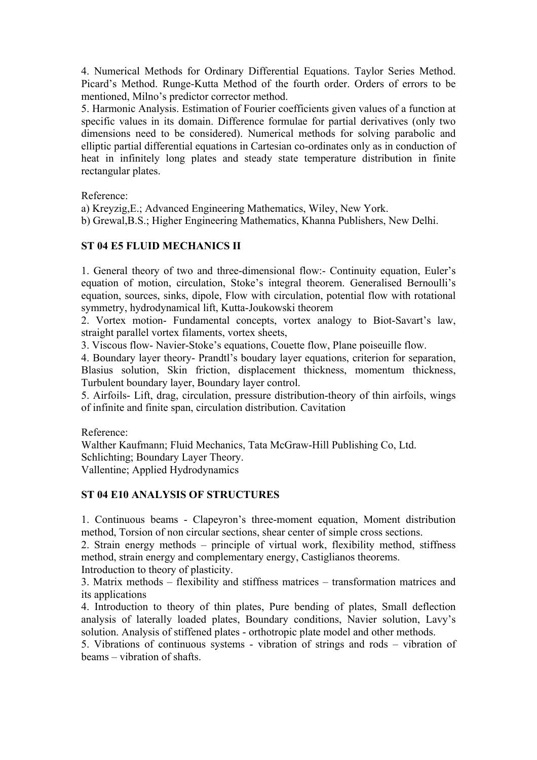4. Numerical Methods for Ordinary Differential Equations. Taylor Series Method. Picard's Method. Runge-Kutta Method of the fourth order. Orders of errors to be mentioned, Milno's predictor corrector method.
5. Harmonic Analysis. Estimation of Fourier coefficients given values of a function at specific values in its domain. Difference formulae for partial derivatives (only two dimensions need to be considered). Numerical methods for solving parabolic and elliptic partial differential equations in Cartesian co-ordinates only as in conduction of heat in infinitely long plates and steady state temperature distribution in finite rectangular plates.

Reference:
a) Kreyzig,E.; Advanced Engineering Mathematics, Wiley, New York.
b) Grewal,B.S.; Higher Engineering Mathematics, Khanna Publishers, New Delhi.

## ST 04 E5 FLUID MECHANICS II

1. General theory of two and three-dimensional flow:- Continuity equation, Euler's equation of motion, circulation, Stoke's integral theorem. Generalised Bernoulli's equation, sources, sinks, dipole, Flow with circulation, potential flow with rotational symmetry, hydrodynamical lift, Kutta-Joukowski theorem
2. Vortex motion- Fundamental concepts, vortex analogy to Biot-Savart's law, straight parallel vortex filaments, vortex sheets,
3. Viscous flow- Navier-Stoke's equations, Couette flow, Plane poiseuille flow.
4. Boundary layer theory- Prandtl's boudary layer equations, criterion for separation, Blasius solution, Skin friction, displacement thickness, momentum thickness, Turbulent boundary layer, Boundary layer control.
5. Airfoils- Lift, drag, circulation, pressure distribution-theory of thin airfoils, wings of infinite and finite span, circulation distribution. Cavitation

Reference:
Walther Kaufmann; Fluid Mechanics, Tata McGraw-Hill Publishing Co, Ltd.
Schlichting; Boundary Layer Theory.
Vallentine; Applied Hydrodynamics

## ST 04 E10 ANALYSIS OF STRUCTURES

1. Continuous beams - Clapeyron's three-moment equation, Moment distribution method, Torsion of non circular sections, shear center of simple cross sections.
2. Strain energy methods – principle of virtual work, flexibility method, stiffness method, strain energy and complementary energy, Castiglianos theorems.
Introduction to theory of plasticity.
3. Matrix methods – flexibility and stiffness matrices – transformation matrices and its applications
4. Introduction to theory of thin plates, Pure bending of plates, Small deflection analysis of laterally loaded plates, Boundary conditions, Navier solution, Lavy's solution. Analysis of stiffened plates - orthotropic plate model and other methods.
5. Vibrations of continuous systems - vibration of strings and rods – vibration of beams – vibration of shafts.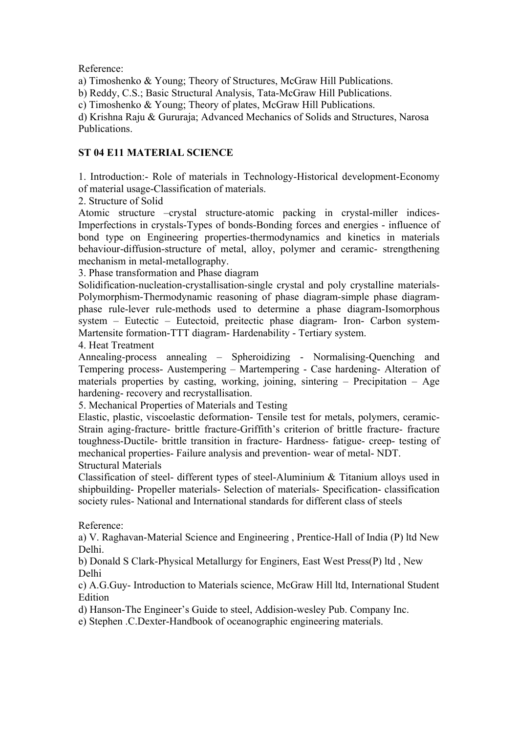Reference:

a) Timoshenko & Young; Theory of Structures, McGraw Hill Publications.

b) Reddy, C.S.; Basic Structural Analysis, Tata-McGraw Hill Publications.

c) Timoshenko & Young; Theory of plates, McGraw Hill Publications.

d) Krishna Raju & Gururaja; Advanced Mechanics of Solids and Structures, Narosa Publications.

**ST 04 E11 MATERIAL SCIENCE**

1. Introduction:- Role of materials in Technology-Historical development-Economy of material usage-Classification of materials.

2. Structure of Solid

Atomic structure –crystal structure-atomic packing in crystal-miller indices-Imperfections in crystals-Types of bonds-Bonding forces and energies - influence of bond type on Engineering properties-thermodynamics and kinetics in materials behaviour-diffusion-structure of metal, alloy, polymer and ceramic- strengthening mechanism in metal-metallography.

3. Phase transformation and Phase diagram

Solidification-nucleation-crystallisation-single crystal and poly crystalline materials-Polymorphism-Thermodynamic reasoning of phase diagram-simple phase diagram-phase rule-lever rule-methods used to determine a phase diagram-Isomorphous system – Eutectic – Eutectoid, preitectic phase diagram- Iron- Carbon system-Martensite formation-TTT diagram- Hardenability - Tertiary system.

4. Heat Treatment

Annealing-process annealing – Spheroidizing - Normalising-Quenching and Tempering process- Austempering – Martempering - Case hardening- Alteration of materials properties by casting, working, joining, sintering – Precipitation – Age hardening- recovery and recrystallisation.

5. Mechanical Properties of Materials and Testing

Elastic, plastic, viscoelastic deformation- Tensile test for metals, polymers, ceramic-Strain aging-fracture- brittle fracture-Griffith's criterion of brittle fracture- fracture toughness-Ductile- brittle transition in fracture- Hardness- fatigue- creep- testing of mechanical properties- Failure analysis and prevention- wear of metal- NDT.

Structural Materials

Classification of steel- different types of steel-Aluminium & Titanium alloys used in shipbuilding- Propeller materials- Selection of materials- Specification- classification society rules- National and International standards for different class of steels

Reference:

a) V. Raghavan-Material Science and Engineering , Prentice-Hall of India (P) ltd New Delhi.

b) Donald S Clark-Physical Metallurgy for Enginers, East West Press(P) ltd , New Delhi

c) A.G.Guy- Introduction to Materials science, McGraw Hill ltd, International Student Edition

d) Hanson-The Engineer's Guide to steel, Addision-wesley Pub. Company Inc.

e) Stephen .C.Dexter-Handbook of oceanographic engineering materials.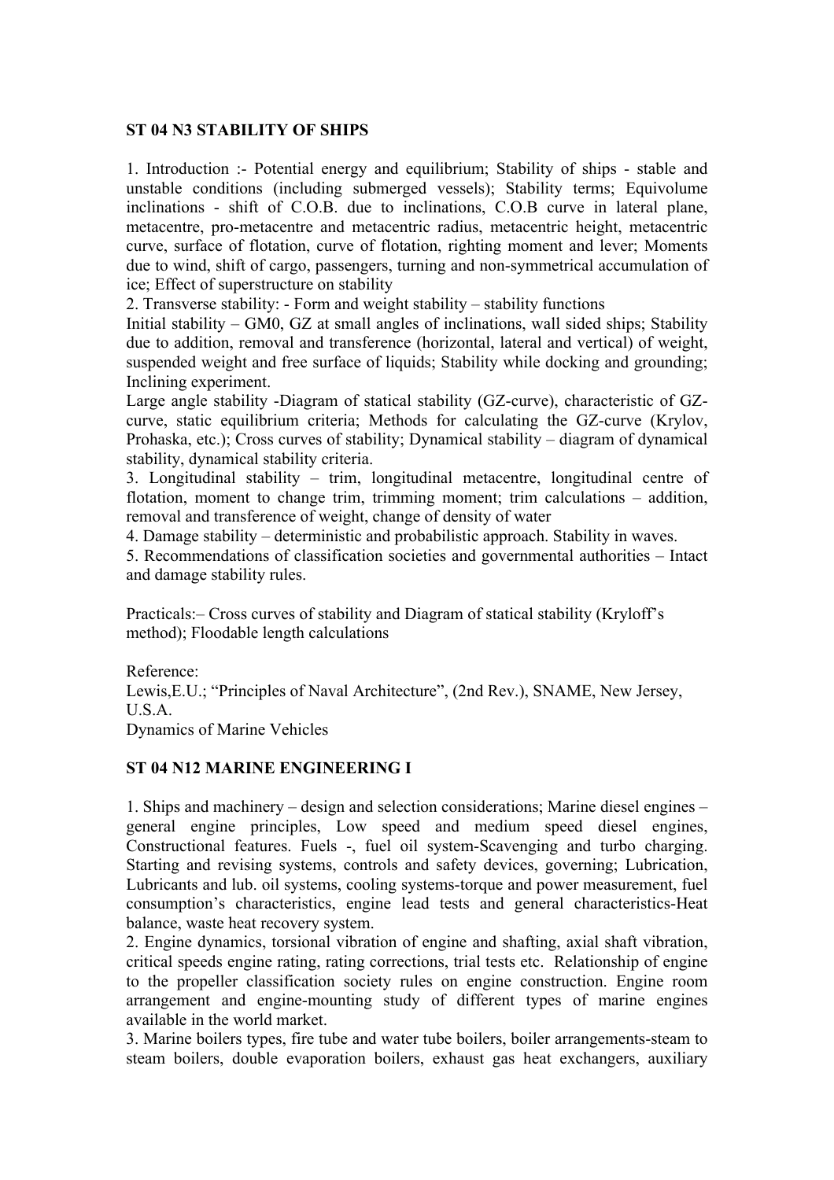## ST 04 N3 STABILITY OF SHIPS

1. Introduction :- Potential energy and equilibrium; Stability of ships - stable and unstable conditions (including submerged vessels); Stability terms; Equivolume inclinations - shift of C.O.B. due to inclinations, C.O.B curve in lateral plane, metacentre, pro-metacentre and metacentric radius, metacentric height, metacentric curve, surface of flotation, curve of flotation, righting moment and lever; Moments due to wind, shift of cargo, passengers, turning and non-symmetrical accumulation of ice; Effect of superstructure on stability
2. Transverse stability: - Form and weight stability – stability functions

Initial stability – GM0, GZ at small angles of inclinations, wall sided ships; Stability due to addition, removal and transference (horizontal, lateral and vertical) of weight, suspended weight and free surface of liquids; Stability while docking and grounding; Inclining experiment.

Large angle stability -Diagram of statical stability (GZ-curve), characteristic of GZ-curve, static equilibrium criteria; Methods for calculating the GZ-curve (Krylov, Prohaska, etc.); Cross curves of stability; Dynamical stability – diagram of dynamical stability, dynamical stability criteria.

3. Longitudinal stability – trim, longitudinal metacentre, longitudinal centre of flotation, moment to change trim, trimming moment; trim calculations – addition, removal and transference of weight, change of density of water
4. Damage stability – deterministic and probabilistic approach. Stability in waves.
5. Recommendations of classification societies and governmental authorities – Intact and damage stability rules.

Practicals:– Cross curves of stability and Diagram of statical stability (Kryloff's method); Floodable length calculations

Reference:
Lewis,E.U.; "Principles of Naval Architecture", (2nd Rev.), SNAME, New Jersey, U.S.A.
Dynamics of Marine Vehicles

## ST 04 N12 MARINE ENGINEERING I

1. Ships and machinery – design and selection considerations; Marine diesel engines – general engine principles, Low speed and medium speed diesel engines, Constructional features. Fuels -, fuel oil system-Scavenging and turbo charging. Starting and revising systems, controls and safety devices, governing; Lubrication, Lubricants and lub. oil systems, cooling systems-torque and power measurement, fuel consumption's characteristics, engine lead tests and general characteristics-Heat balance, waste heat recovery system.
2. Engine dynamics, torsional vibration of engine and shafting, axial shaft vibration, critical speeds engine rating, rating corrections, trial tests etc. Relationship of engine to the propeller classification society rules on engine construction. Engine room arrangement and engine-mounting study of different types of marine engines available in the world market.
3. Marine boilers types, fire tube and water tube boilers, boiler arrangements-steam to steam boilers, double evaporation boilers, exhaust gas heat exchangers, auxiliary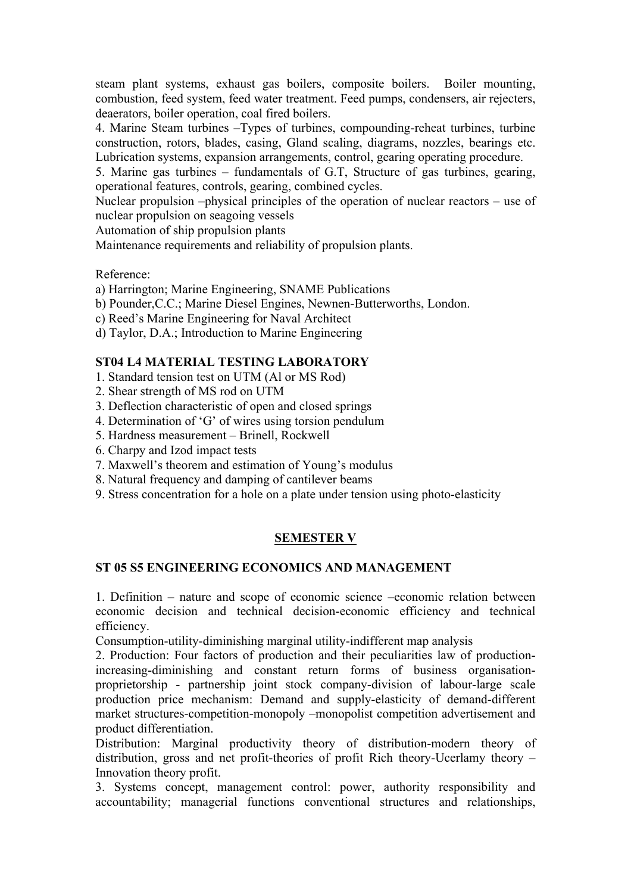steam plant systems, exhaust gas boilers, composite boilers. Boiler mounting, combustion, feed system, feed water treatment. Feed pumps, condensers, air rejecters, deaerators, boiler operation, coal fired boilers.

4. Marine Steam turbines –Types of turbines, compounding-reheat turbines, turbine construction, rotors, blades, casing, Gland scaling, diagrams, nozzles, bearings etc. Lubrication systems, expansion arrangements, control, gearing operating procedure.

5. Marine gas turbines – fundamentals of G.T, Structure of gas turbines, gearing, operational features, controls, gearing, combined cycles.

Nuclear propulsion –physical principles of the operation of nuclear reactors – use of nuclear propulsion on seagoing vessels

Automation of ship propulsion plants

Maintenance requirements and reliability of propulsion plants.

Reference:

a) Harrington; Marine Engineering, SNAME Publications
b) Pounder,C.C.; Marine Diesel Engines, Newnen-Butterworths, London.
c) Reed's Marine Engineering for Naval Architect
d) Taylor, D.A.; Introduction to Marine Engineering

### ST04 L4 MATERIAL TESTING LABORATORY

1. Standard tension test on UTM (Al or MS Rod)
2. Shear strength of MS rod on UTM
3. Deflection characteristic of open and closed springs
4. Determination of 'G' of wires using torsion pendulum
5. Hardness measurement – Brinell, Rockwell
6. Charpy and Izod impact tests
7. Maxwell's theorem and estimation of Young's modulus
8. Natural frequency and damping of cantilever beams
9. Stress concentration for a hole on a plate under tension using photo-elasticity

## SEMESTER V

### ST 05 S5 ENGINEERING ECONOMICS AND MANAGEMENT

1. Definition – nature and scope of economic science –economic relation between economic decision and technical decision-economic efficiency and technical efficiency.

Consumption-utility-diminishing marginal utility-indifferent map analysis

2. Production: Four factors of production and their peculiarities law of production-increasing-diminishing and constant return forms of business organisation-proprietorship - partnership joint stock company-division of labour-large scale production price mechanism: Demand and supply-elasticity of demand-different market structures-competition-monopoly –monopolist competition advertisement and product differentiation.

Distribution: Marginal productivity theory of distribution-modern theory of distribution, gross and net profit-theories of profit Rich theory-Ucerlamy theory – Innovation theory profit.

3. Systems concept, management control: power, authority responsibility and accountability; managerial functions conventional structures and relationships,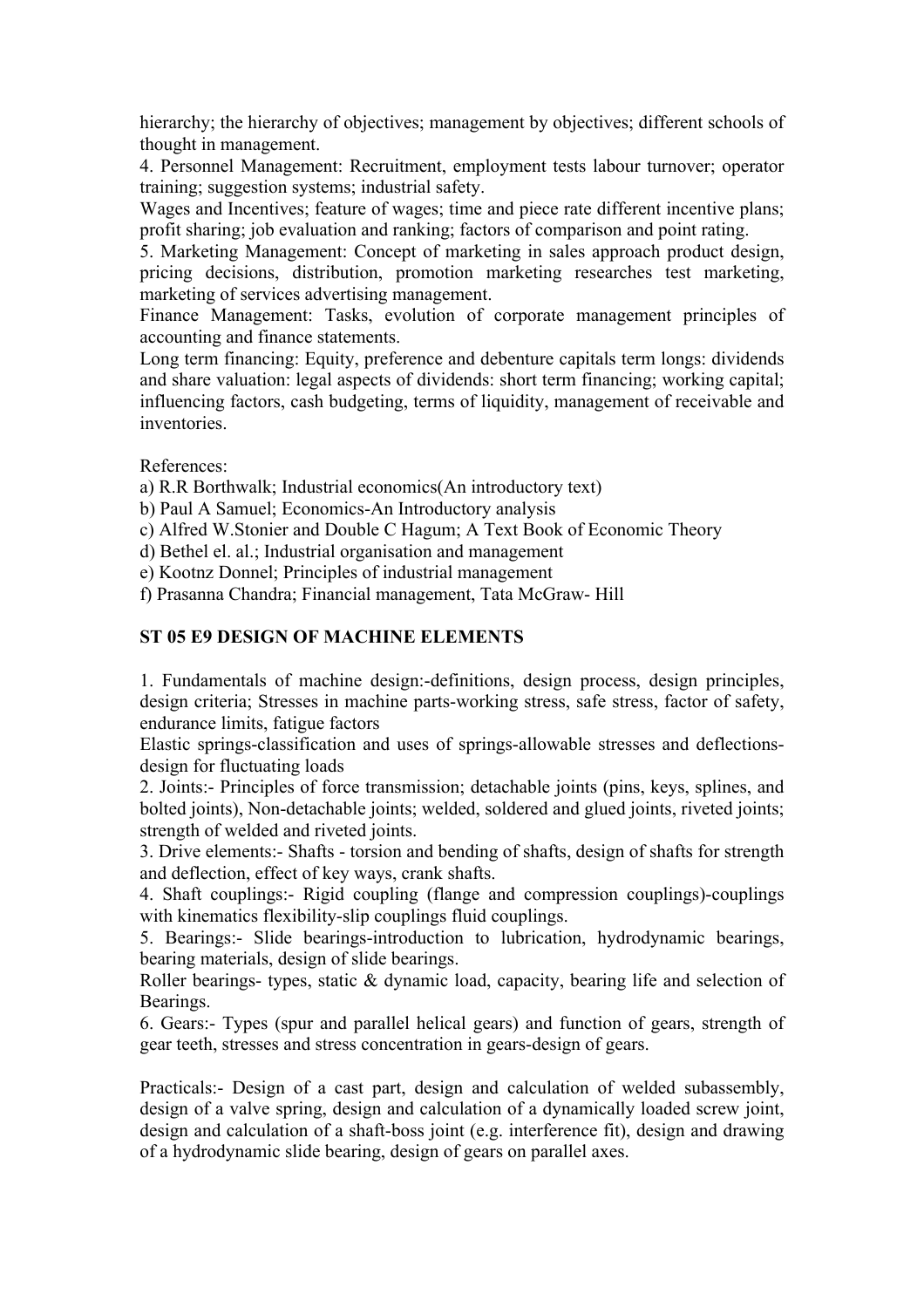hierarchy; the hierarchy of objectives; management by objectives; different schools of thought in management.

4. Personnel Management: Recruitment, employment tests labour turnover; operator training; suggestion systems; industrial safety.

Wages and Incentives; feature of wages; time and piece rate different incentive plans; profit sharing; job evaluation and ranking; factors of comparison and point rating.

5. Marketing Management: Concept of marketing in sales approach product design, pricing decisions, distribution, promotion marketing researches test marketing, marketing of services advertising management.

Finance Management: Tasks, evolution of corporate management principles of accounting and finance statements.

Long term financing: Equity, preference and debenture capitals term longs: dividends and share valuation: legal aspects of dividends: short term financing; working capital; influencing factors, cash budgeting, terms of liquidity, management of receivable and inventories.

References:

a) R.R Borthwalk; Industrial economics(An introductory text)
b) Paul A Samuel; Economics-An Introductory analysis
c) Alfred W.Stonier and Double C Hagum; A Text Book of Economic Theory
d) Bethel el. al.; Industrial organisation and management
e) Kootnz Donnel; Principles of industrial management
f) Prasanna Chandra; Financial management, Tata McGraw- Hill

## ST 05 E9 DESIGN OF MACHINE ELEMENTS

1. Fundamentals of machine design:-definitions, design process, design principles, design criteria; Stresses in machine parts-working stress, safe stress, factor of safety, endurance limits, fatigue factors

Elastic springs-classification and uses of springs-allowable stresses and deflections-design for fluctuating loads

2. Joints:- Principles of force transmission; detachable joints (pins, keys, splines, and bolted joints), Non-detachable joints; welded, soldered and glued joints, riveted joints; strength of welded and riveted joints.

3. Drive elements:- Shafts - torsion and bending of shafts, design of shafts for strength and deflection, effect of key ways, crank shafts.

4. Shaft couplings:- Rigid coupling (flange and compression couplings)-couplings with kinematics flexibility-slip couplings fluid couplings.

5. Bearings:- Slide bearings-introduction to lubrication, hydrodynamic bearings, bearing materials, design of slide bearings.

Roller bearings- types, static & dynamic load, capacity, bearing life and selection of Bearings.

6. Gears:- Types (spur and parallel helical gears) and function of gears, strength of gear teeth, stresses and stress concentration in gears-design of gears.

Practicals:- Design of a cast part, design and calculation of welded subassembly, design of a valve spring, design and calculation of a dynamically loaded screw joint, design and calculation of a shaft-boss joint (e.g. interference fit), design and drawing of a hydrodynamic slide bearing, design of gears on parallel axes.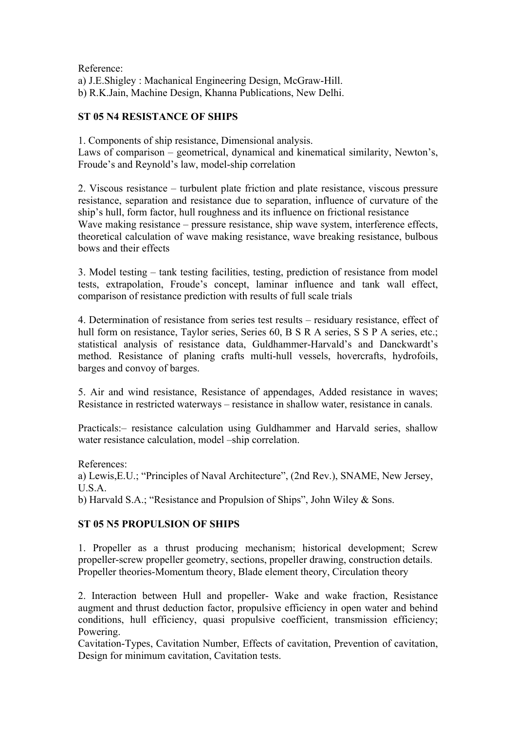Reference:

a) J.E.Shigley : Machanical Engineering Design, McGraw-Hill.

b) R.K.Jain, Machine Design, Khanna Publications, New Delhi.

## ST 05 N4 RESISTANCE OF SHIPS

1. Components of ship resistance, Dimensional analysis.
Laws of comparison – geometrical, dynamical and kinematical similarity, Newton's, Froude's and Reynold's law, model-ship correlation

2. Viscous resistance – turbulent plate friction and plate resistance, viscous pressure resistance, separation and resistance due to separation, influence of curvature of the ship's hull, form factor, hull roughness and its influence on frictional resistance
Wave making resistance – pressure resistance, ship wave system, interference effects, theoretical calculation of wave making resistance, wave breaking resistance, bulbous bows and their effects

3. Model testing – tank testing facilities, testing, prediction of resistance from model tests, extrapolation, Froude's concept, laminar influence and tank wall effect, comparison of resistance prediction with results of full scale trials

4. Determination of resistance from series test results – residuary resistance, effect of hull form on resistance, Taylor series, Series 60, B S R A series, S S P A series, etc.; statistical analysis of resistance data, Guldhammer-Harvald's and Danckwardt's method. Resistance of planing crafts multi-hull vessels, hovercrafts, hydrofoils, barges and convoy of barges.

5. Air and wind resistance, Resistance of appendages, Added resistance in waves; Resistance in restricted waterways – resistance in shallow water, resistance in canals.

Practicals:– resistance calculation using Guldhammer and Harvald series, shallow water resistance calculation, model –ship correlation.

References:

a) Lewis,E.U.; "Principles of Naval Architecture", (2nd Rev.), SNAME, New Jersey, U.S.A.

b) Harvald S.A.; "Resistance and Propulsion of Ships", John Wiley & Sons.

## ST 05 N5 PROPULSION OF SHIPS

1. Propeller as a thrust producing mechanism; historical development; Screw propeller-screw propeller geometry, sections, propeller drawing, construction details.
Propeller theories-Momentum theory, Blade element theory, Circulation theory

2. Interaction between Hull and propeller- Wake and wake fraction, Resistance augment and thrust deduction factor, propulsive efficiency in open water and behind conditions, hull efficiency, quasi propulsive coefficient, transmission efficiency; Powering.
Cavitation-Types, Cavitation Number, Effects of cavitation, Prevention of cavitation, Design for minimum cavitation, Cavitation tests.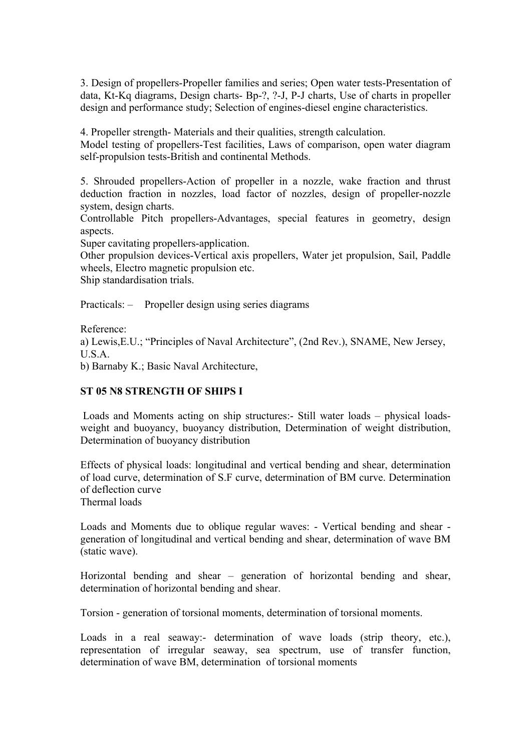3. Design of propellers-Propeller families and series; Open water tests-Presentation of data, Kt-Kq diagrams, Design charts- Bp-?, ?-J, P-J charts, Use of charts in propeller design and performance study; Selection of engines-diesel engine characteristics.

4. Propeller strength- Materials and their qualities, strength calculation.
Model testing of propellers-Test facilities, Laws of comparison, open water diagram self-propulsion tests-British and continental Methods.

5. Shrouded propellers-Action of propeller in a nozzle, wake fraction and thrust deduction fraction in nozzles, load factor of nozzles, design of propeller-nozzle system, design charts.
Controllable Pitch propellers-Advantages, special features in geometry, design aspects.
Super cavitating propellers-application.
Other propulsion devices-Vertical axis propellers, Water jet propulsion, Sail, Paddle wheels, Electro magnetic propulsion etc.
Ship standardisation trials.

Practicals: – Propeller design using series diagrams

Reference:
a) Lewis,E.U.; "Principles of Naval Architecture", (2nd Rev.), SNAME, New Jersey, U.S.A.
b) Barnaby K.; Basic Naval Architecture,

**ST 05 N8 STRENGTH OF SHIPS I**

Loads and Moments acting on ship structures:- Still water loads – physical loads-weight and buoyancy, buoyancy distribution, Determination of weight distribution, Determination of buoyancy distribution

Effects of physical loads: longitudinal and vertical bending and shear, determination of load curve, determination of S.F curve, determination of BM curve. Determination of deflection curve
Thermal loads

Loads and Moments due to oblique regular waves: - Vertical bending and shear - generation of longitudinal and vertical bending and shear, determination of wave BM (static wave).

Horizontal bending and shear – generation of horizontal bending and shear, determination of horizontal bending and shear.

Torsion - generation of torsional moments, determination of torsional moments.

Loads in a real seaway:- determination of wave loads (strip theory, etc.), representation of irregular seaway, sea spectrum, use of transfer function, determination of wave BM, determination of torsional moments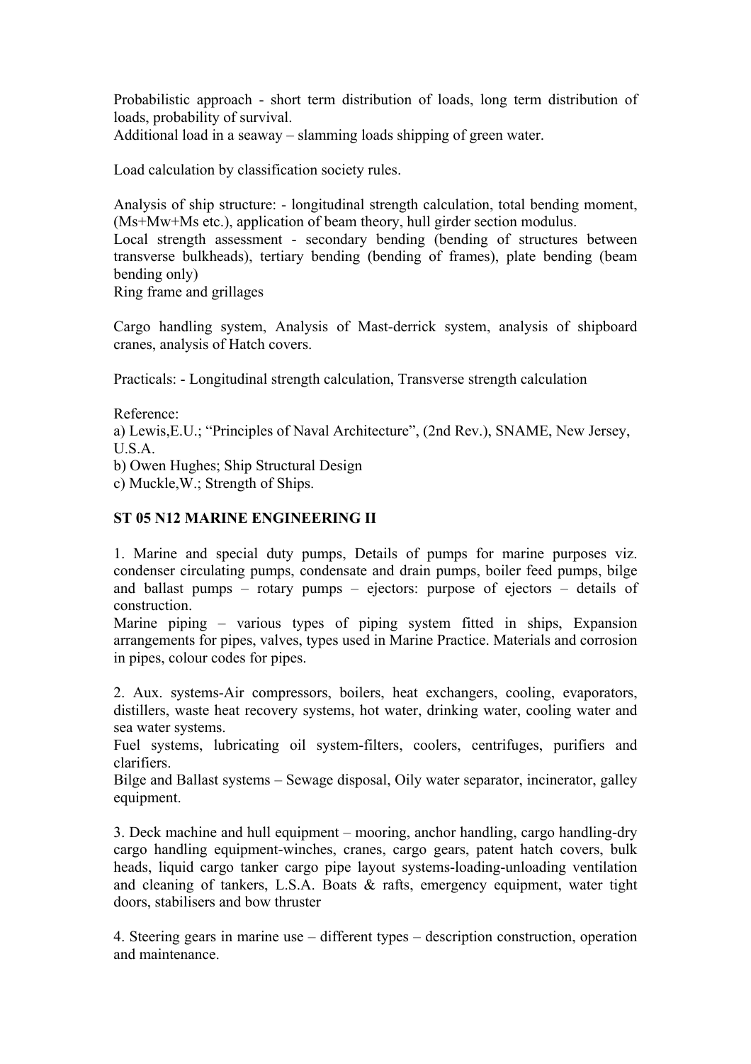Probabilistic approach - short term distribution of loads, long term distribution of loads, probability of survival.
Additional load in a seaway – slamming loads shipping of green water.

Load calculation by classification society rules.

Analysis of ship structure: - longitudinal strength calculation, total bending moment, (Ms+Mw+Ms etc.), application of beam theory, hull girder section modulus.
Local strength assessment - secondary bending (bending of structures between transverse bulkheads), tertiary bending (bending of frames), plate bending (beam bending only)
Ring frame and grillages

Cargo handling system, Analysis of Mast-derrick system, analysis of shipboard cranes, analysis of Hatch covers.

Practicals: - Longitudinal strength calculation, Transverse strength calculation

Reference:
a) Lewis,E.U.; "Principles of Naval Architecture", (2nd Rev.), SNAME, New Jersey, U.S.A.
b) Owen Hughes; Ship Structural Design
c) Muckle,W.; Strength of Ships.

**ST 05 N12 MARINE ENGINEERING II**

1. Marine and special duty pumps, Details of pumps for marine purposes viz. condenser circulating pumps, condensate and drain pumps, boiler feed pumps, bilge and ballast pumps – rotary pumps – ejectors: purpose of ejectors – details of construction.
Marine piping – various types of piping system fitted in ships, Expansion arrangements for pipes, valves, types used in Marine Practice. Materials and corrosion in pipes, colour codes for pipes.

2. Aux. systems-Air compressors, boilers, heat exchangers, cooling, evaporators, distillers, waste heat recovery systems, hot water, drinking water, cooling water and sea water systems.
Fuel systems, lubricating oil system-filters, coolers, centrifuges, purifiers and clarifiers.
Bilge and Ballast systems – Sewage disposal, Oily water separator, incinerator, galley equipment.

3. Deck machine and hull equipment – mooring, anchor handling, cargo handling-dry cargo handling equipment-winches, cranes, cargo gears, patent hatch covers, bulk heads, liquid cargo tanker cargo pipe layout systems-loading-unloading ventilation and cleaning of tankers, L.S.A. Boats & rafts, emergency equipment, water tight doors, stabilisers and bow thruster

4. Steering gears in marine use – different types – description construction, operation and maintenance.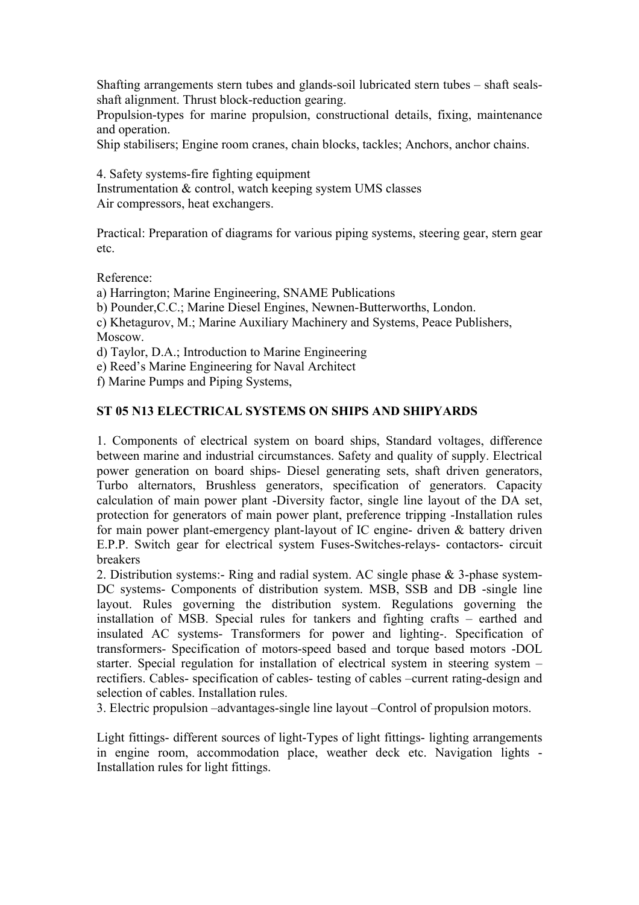Shafting arrangements stern tubes and glands-soil lubricated stern tubes – shaft seals-shaft alignment. Thrust block-reduction gearing.

Propulsion-types for marine propulsion, constructional details, fixing, maintenance and operation.

Ship stabilisers; Engine room cranes, chain blocks, tackles; Anchors, anchor chains.

4. Safety systems-fire fighting equipment
Instrumentation & control, watch keeping system UMS classes
Air compressors, heat exchangers.

Practical: Preparation of diagrams for various piping systems, steering gear, stern gear etc.

Reference:

a) Harrington; Marine Engineering, SNAME Publications
b) Pounder,C.C.; Marine Diesel Engines, Newnen-Butterworths, London.
c) Khetagurov, M.; Marine Auxiliary Machinery and Systems, Peace Publishers, Moscow.
d) Taylor, D.A.; Introduction to Marine Engineering
e) Reed's Marine Engineering for Naval Architect
f) Marine Pumps and Piping Systems,

## ST 05 N13 ELECTRICAL SYSTEMS ON SHIPS AND SHIPYARDS

1. Components of electrical system on board ships, Standard voltages, difference between marine and industrial circumstances. Safety and quality of supply. Electrical power generation on board ships- Diesel generating sets, shaft driven generators, Turbo alternators, Brushless generators, specification of generators. Capacity calculation of main power plant -Diversity factor, single line layout of the DA set, protection for generators of main power plant, preference tripping -Installation rules for main power plant-emergency plant-layout of IC engine- driven & battery driven E.P.P. Switch gear for electrical system Fuses-Switches-relays- contactors- circuit breakers
2. Distribution systems:- Ring and radial system. AC single phase & 3-phase system-DC systems- Components of distribution system. MSB, SSB and DB -single line layout. Rules governing the distribution system. Regulations governing the installation of MSB. Special rules for tankers and fighting crafts – earthed and insulated AC systems- Transformers for power and lighting-. Specification of transformers- Specification of motors-speed based and torque based motors -DOL starter. Special regulation for installation of electrical system in steering system – rectifiers. Cables- specification of cables- testing of cables –current rating-design and selection of cables. Installation rules.
3. Electric propulsion –advantages-single line layout –Control of propulsion motors.

Light fittings- different sources of light-Types of light fittings- lighting arrangements in engine room, accommodation place, weather deck etc. Navigation lights - Installation rules for light fittings.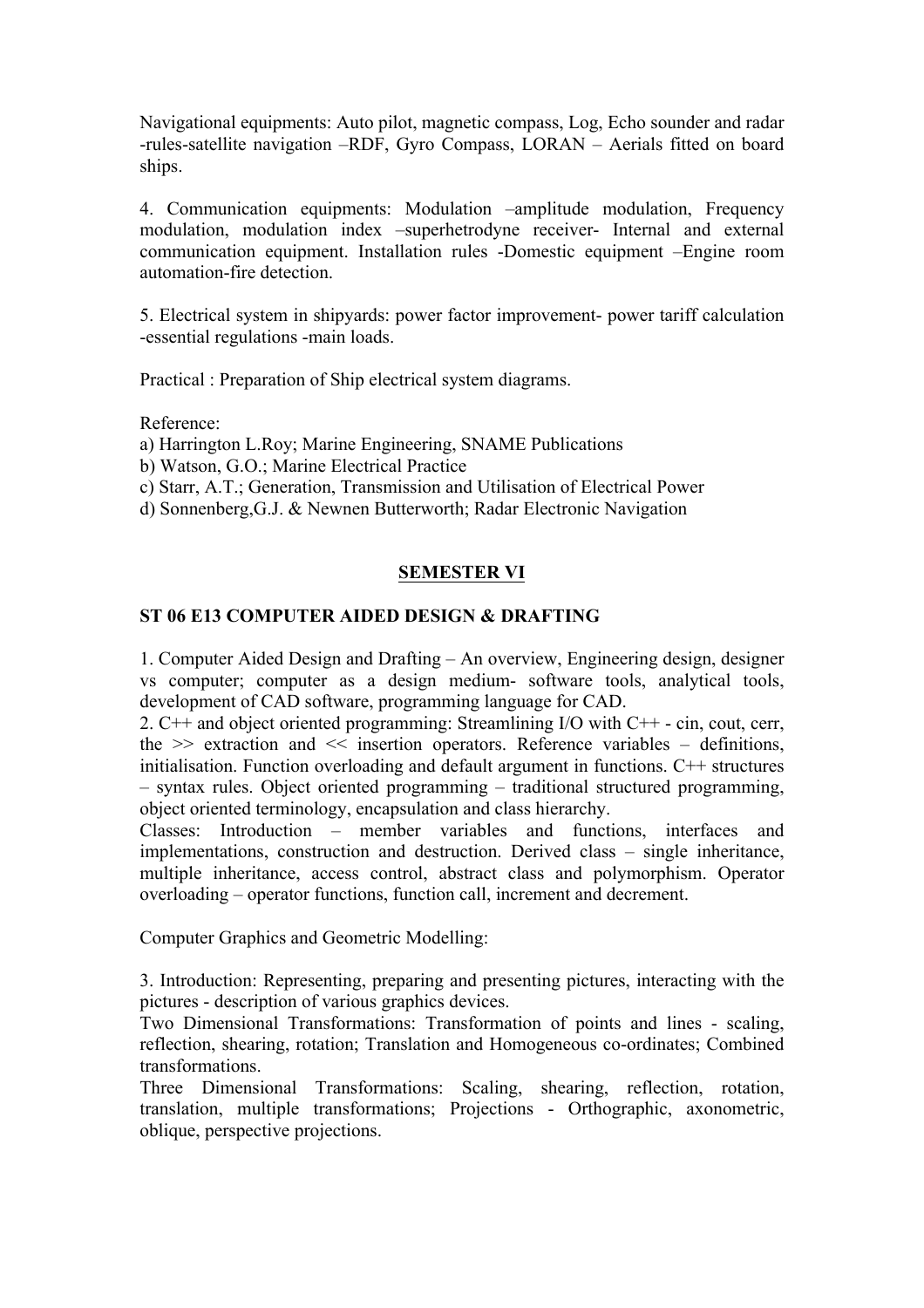Navigational equipments: Auto pilot, magnetic compass, Log, Echo sounder and radar -rules-satellite navigation –RDF, Gyro Compass, LORAN – Aerials fitted on board ships.

4. Communication equipments: Modulation –amplitude modulation, Frequency modulation, modulation index –superhetrodyne receiver- Internal and external communication equipment. Installation rules -Domestic equipment –Engine room automation-fire detection.

5. Electrical system in shipyards: power factor improvement- power tariff calculation -essential regulations -main loads.

Practical : Preparation of Ship electrical system diagrams.

Reference:
a) Harrington L.Roy; Marine Engineering, SNAME Publications
b) Watson, G.O.; Marine Electrical Practice
c) Starr, A.T.; Generation, Transmission and Utilisation of Electrical Power
d) Sonnenberg,G.J. & Newnen Butterworth; Radar Electronic Navigation

## SEMESTER VI

### ST 06 E13 COMPUTER AIDED DESIGN & DRAFTING

1. Computer Aided Design and Drafting – An overview, Engineering design, designer vs computer; computer as a design medium- software tools, analytical tools, development of CAD software, programming language for CAD.
2. C++ and object oriented programming: Streamlining I/O with C++ - cin, cout, cerr, the >> extraction and << insertion operators. Reference variables – definitions, initialisation. Function overloading and default argument in functions. C++ structures – syntax rules. Object oriented programming – traditional structured programming, object oriented terminology, encapsulation and class hierarchy.
Classes: Introduction – member variables and functions, interfaces and implementations, construction and destruction. Derived class – single inheritance, multiple inheritance, access control, abstract class and polymorphism. Operator overloading – operator functions, function call, increment and decrement.

Computer Graphics and Geometric Modelling:

3. Introduction: Representing, preparing and presenting pictures, interacting with the pictures - description of various graphics devices.
Two Dimensional Transformations: Transformation of points and lines - scaling, reflection, shearing, rotation; Translation and Homogeneous co-ordinates; Combined transformations.
Three Dimensional Transformations: Scaling, shearing, reflection, rotation, translation, multiple transformations; Projections - Orthographic, axonometric, oblique, perspective projections.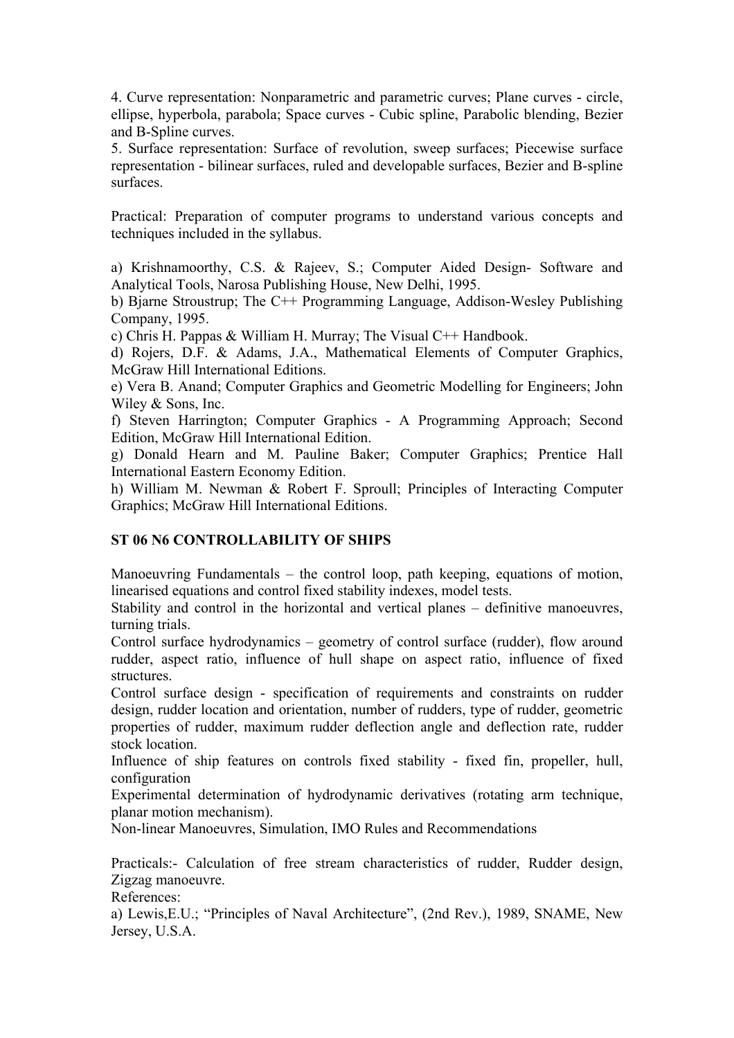4. Curve representation: Nonparametric and parametric curves; Plane curves - circle, ellipse, hyperbola, parabola; Space curves - Cubic spline, Parabolic blending, Bezier and B-Spline curves.

5. Surface representation: Surface of revolution, sweep surfaces; Piecewise surface representation - bilinear surfaces, ruled and developable surfaces, Bezier and B-spline surfaces.

Practical: Preparation of computer programs to understand various concepts and techniques included in the syllabus.

a) Krishnamoorthy, C.S. & Rajeev, S.; Computer Aided Design- Software and Analytical Tools, Narosa Publishing House, New Delhi, 1995.
b) Bjarne Stroustrup; The C++ Programming Language, Addison-Wesley Publishing Company, 1995.
c) Chris H. Pappas & William H. Murray; The Visual C++ Handbook.
d) Rojers, D.F. & Adams, J.A., Mathematical Elements of Computer Graphics, McGraw Hill International Editions.
e) Vera B. Anand; Computer Graphics and Geometric Modelling for Engineers; John Wiley & Sons, Inc.
f) Steven Harrington; Computer Graphics - A Programming Approach; Second Edition, McGraw Hill International Edition.
g) Donald Hearn and M. Pauline Baker; Computer Graphics; Prentice Hall International Eastern Economy Edition.
h) William M. Newman & Robert F. Sproull; Principles of Interacting Computer Graphics; McGraw Hill International Editions.

## ST 06 N6 CONTROLLABILITY OF SHIPS

Manoeuvring Fundamentals – the control loop, path keeping, equations of motion, linearised equations and control fixed stability indexes, model tests.
Stability and control in the horizontal and vertical planes – definitive manoeuvres, turning trials.
Control surface hydrodynamics – geometry of control surface (rudder), flow around rudder, aspect ratio, influence of hull shape on aspect ratio, influence of fixed structures.
Control surface design - specification of requirements and constraints on rudder design, rudder location and orientation, number of rudders, type of rudder, geometric properties of rudder, maximum rudder deflection angle and deflection rate, rudder stock location.
Influence of ship features on controls fixed stability - fixed fin, propeller, hull, configuration
Experimental determination of hydrodynamic derivatives (rotating arm technique, planar motion mechanism).
Non-linear Manoeuvres, Simulation, IMO Rules and Recommendations

Practicals:- Calculation of free stream characteristics of rudder, Rudder design, Zigzag manoeuvre.
References:
a) Lewis,E.U.; "Principles of Naval Architecture", (2nd Rev.), 1989, SNAME, New Jersey, U.S.A.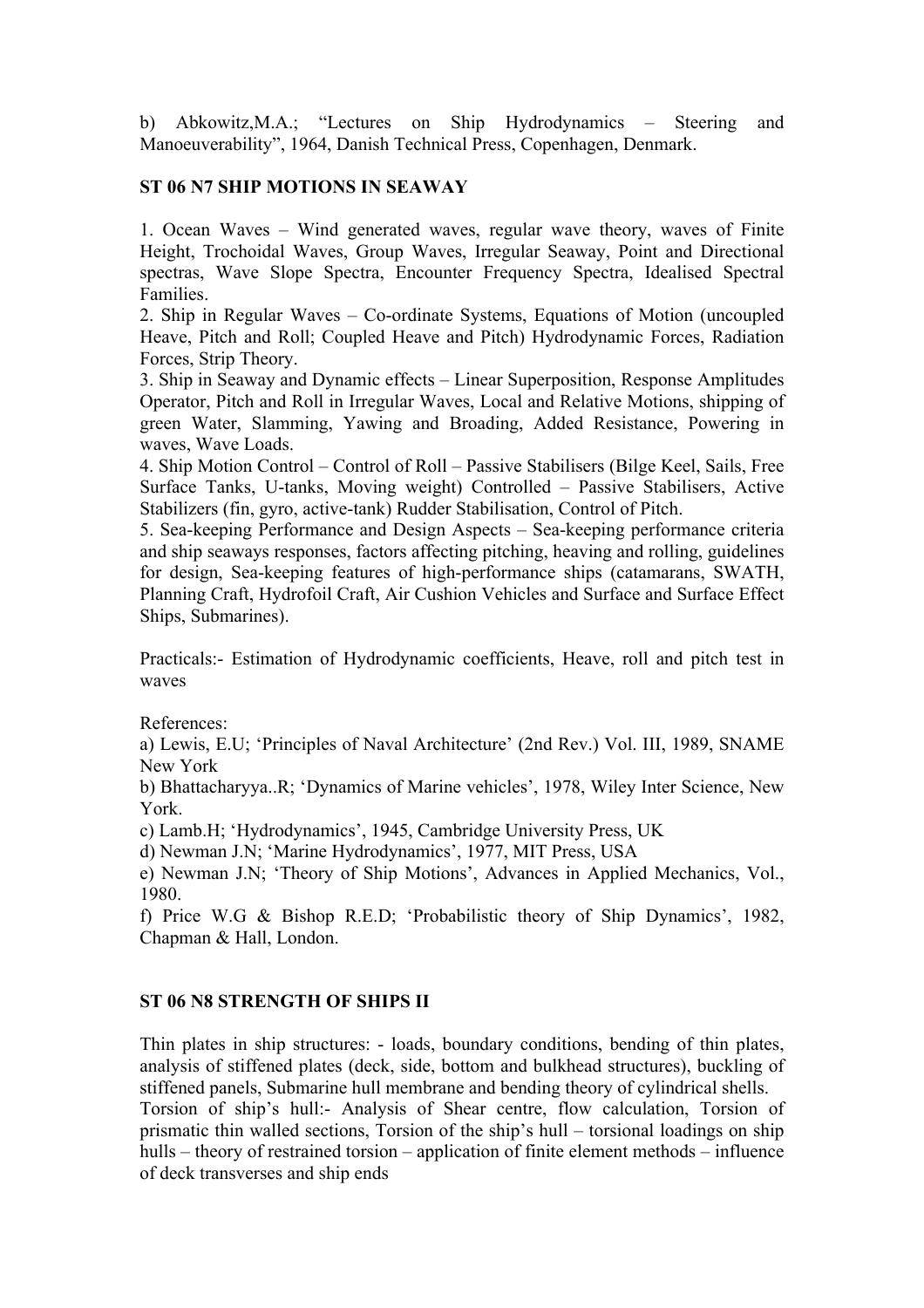b) Abkowitz,M.A.; "Lectures on Ship Hydrodynamics – Steering and Manoeuverability", 1964, Danish Technical Press, Copenhagen, Denmark.

## ST 06 N7 SHIP MOTIONS IN SEAWAY

1. Ocean Waves – Wind generated waves, regular wave theory, waves of Finite Height, Trochoidal Waves, Group Waves, Irregular Seaway, Point and Directional spectras, Wave Slope Spectra, Encounter Frequency Spectra, Idealised Spectral Families.
2. Ship in Regular Waves – Co-ordinate Systems, Equations of Motion (uncoupled Heave, Pitch and Roll; Coupled Heave and Pitch) Hydrodynamic Forces, Radiation Forces, Strip Theory.
3. Ship in Seaway and Dynamic effects – Linear Superposition, Response Amplitudes Operator, Pitch and Roll in Irregular Waves, Local and Relative Motions, shipping of green Water, Slamming, Yawing and Broading, Added Resistance, Powering in waves, Wave Loads.
4. Ship Motion Control – Control of Roll – Passive Stabilisers (Bilge Keel, Sails, Free Surface Tanks, U-tanks, Moving weight) Controlled – Passive Stabilisers, Active Stabilizers (fin, gyro, active-tank) Rudder Stabilisation, Control of Pitch.
5. Sea-keeping Performance and Design Aspects – Sea-keeping performance criteria and ship seaways responses, factors affecting pitching, heaving and rolling, guidelines for design, Sea-keeping features of high-performance ships (catamarans, SWATH, Planning Craft, Hydrofoil Craft, Air Cushion Vehicles and Surface and Surface Effect Ships, Submarines).

Practicals:- Estimation of Hydrodynamic coefficients, Heave, roll and pitch test in waves

References:

a) Lewis, E.U; 'Principles of Naval Architecture' (2nd Rev.) Vol. III, 1989, SNAME New York

b) Bhattacharyya..R; 'Dynamics of Marine vehicles', 1978, Wiley Inter Science, New York.

c) Lamb.H; 'Hydrodynamics', 1945, Cambridge University Press, UK

d) Newman J.N; 'Marine Hydrodynamics', 1977, MIT Press, USA

e) Newman J.N; 'Theory of Ship Motions', Advances in Applied Mechanics, Vol., 1980.

f) Price W.G & Bishop R.E.D; 'Probabilistic theory of Ship Dynamics', 1982, Chapman & Hall, London.

## ST 06 N8 STRENGTH OF SHIPS II

Thin plates in ship structures: - loads, boundary conditions, bending of thin plates, analysis of stiffened plates (deck, side, bottom and bulkhead structures), buckling of stiffened panels, Submarine hull membrane and bending theory of cylindrical shells.
Torsion of ship's hull:- Analysis of Shear centre, flow calculation, Torsion of prismatic thin walled sections, Torsion of the ship's hull – torsional loadings on ship hulls – theory of restrained torsion – application of finite element methods – influence of deck transverses and ship ends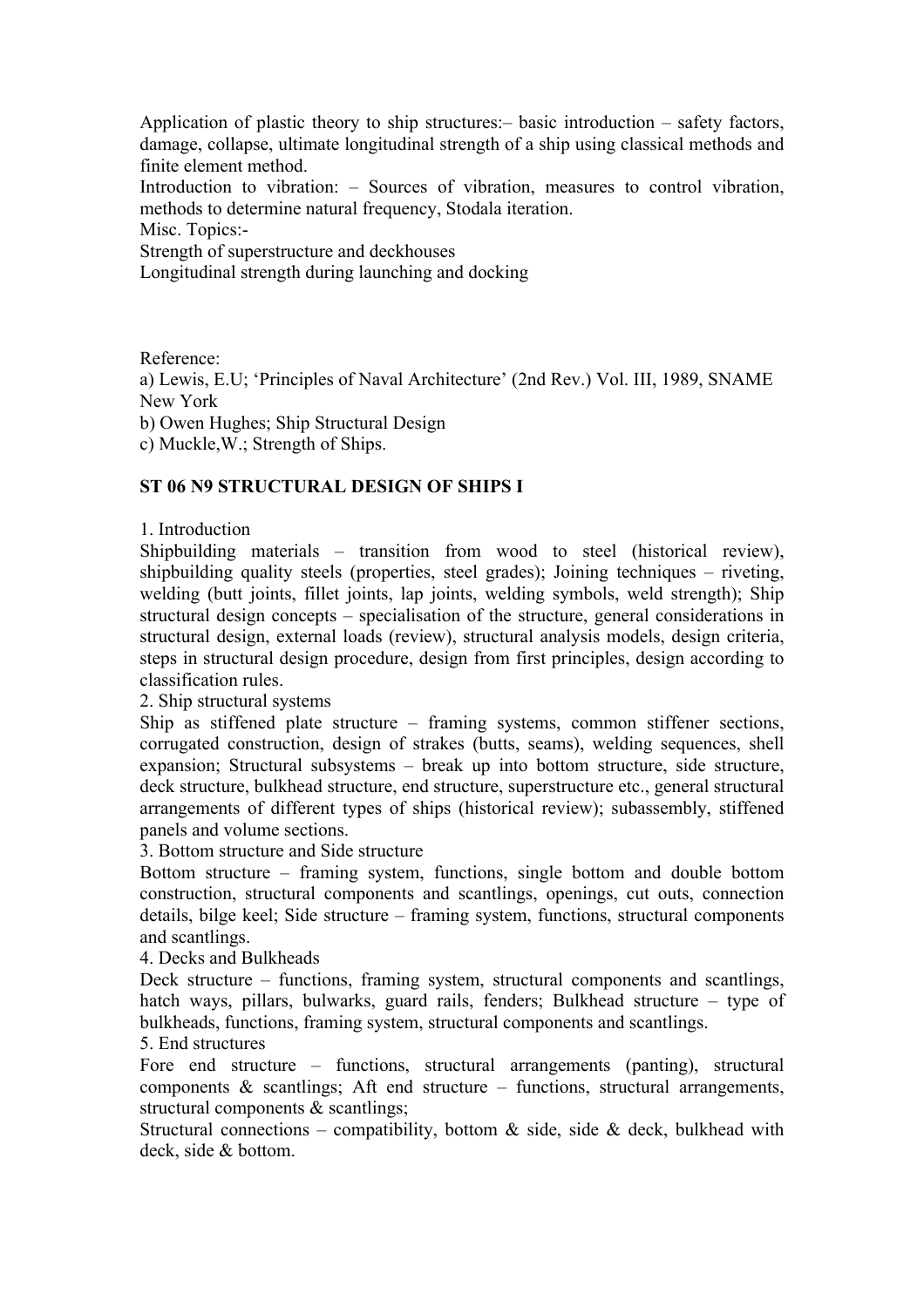Application of plastic theory to ship structures:– basic introduction – safety factors, damage, collapse, ultimate longitudinal strength of a ship using classical methods and finite element method.

Introduction to vibration: – Sources of vibration, measures to control vibration, methods to determine natural frequency, Stodala iteration.

Misc. Topics:-

Strength of superstructure and deckhouses

Longitudinal strength during launching and docking

Reference:

a) Lewis, E.U; 'Principles of Naval Architecture' (2nd Rev.) Vol. III, 1989, SNAME New York

b) Owen Hughes; Ship Structural Design

c) Muckle,W.; Strength of Ships.

## ST 06 N9 STRUCTURAL DESIGN OF SHIPS I

1. Introduction

Shipbuilding materials – transition from wood to steel (historical review), shipbuilding quality steels (properties, steel grades); Joining techniques – riveting, welding (butt joints, fillet joints, lap joints, welding symbols, weld strength); Ship structural design concepts – specialisation of the structure, general considerations in structural design, external loads (review), structural analysis models, design criteria, steps in structural design procedure, design from first principles, design according to classification rules.

2. Ship structural systems

Ship as stiffened plate structure – framing systems, common stiffener sections, corrugated construction, design of strakes (butts, seams), welding sequences, shell expansion; Structural subsystems – break up into bottom structure, side structure, deck structure, bulkhead structure, end structure, superstructure etc., general structural arrangements of different types of ships (historical review); subassembly, stiffened panels and volume sections.

3. Bottom structure and Side structure

Bottom structure – framing system, functions, single bottom and double bottom construction, structural components and scantlings, openings, cut outs, connection details, bilge keel; Side structure – framing system, functions, structural components and scantlings.

4. Decks and Bulkheads

Deck structure – functions, framing system, structural components and scantlings, hatch ways, pillars, bulwarks, guard rails, fenders; Bulkhead structure – type of bulkheads, functions, framing system, structural components and scantlings.

5. End structures

Fore end structure – functions, structural arrangements (panting), structural components & scantlings; Aft end structure – functions, structural arrangements, structural components & scantlings;

Structural connections – compatibility, bottom & side, side & deck, bulkhead with deck, side & bottom.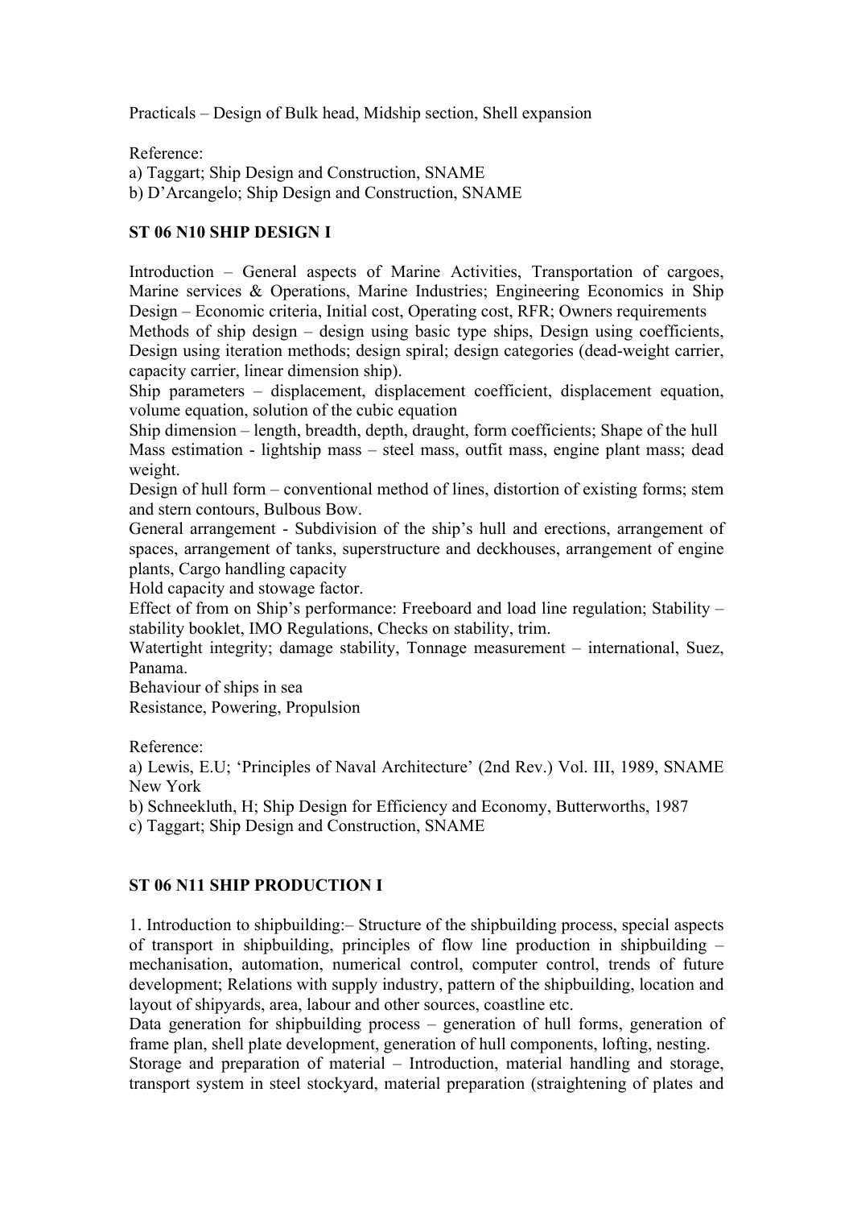Practicals – Design of Bulk head, Midship section, Shell expansion

Reference:
a) Taggart; Ship Design and Construction, SNAME
b) D'Arcangelo; Ship Design and Construction, SNAME

**ST 06 N10 SHIP DESIGN I**

Introduction – General aspects of Marine Activities, Transportation of cargoes, Marine services & Operations, Marine Industries; Engineering Economics in Ship Design – Economic criteria, Initial cost, Operating cost, RFR; Owners requirements
Methods of ship design – design using basic type ships, Design using coefficients, Design using iteration methods; design spiral; design categories (dead-weight carrier, capacity carrier, linear dimension ship).
Ship parameters – displacement, displacement coefficient, displacement equation, volume equation, solution of the cubic equation
Ship dimension – length, breadth, depth, draught, form coefficients; Shape of the hull
Mass estimation - lightship mass – steel mass, outfit mass, engine plant mass; dead weight.
Design of hull form – conventional method of lines, distortion of existing forms; stem and stern contours, Bulbous Bow.
General arrangement - Subdivision of the ship's hull and erections, arrangement of spaces, arrangement of tanks, superstructure and deckhouses, arrangement of engine plants, Cargo handling capacity
Hold capacity and stowage factor.
Effect of from on Ship's performance: Freeboard and load line regulation; Stability – stability booklet, IMO Regulations, Checks on stability, trim.
Watertight integrity; damage stability, Tonnage measurement – international, Suez, Panama.
Behaviour of ships in sea
Resistance, Powering, Propulsion

Reference:
a) Lewis, E.U; 'Principles of Naval Architecture' (2nd Rev.) Vol. III, 1989, SNAME New York
b) Schneekluth, H; Ship Design for Efficiency and Economy, Butterworths, 1987
c) Taggart; Ship Design and Construction, SNAME

**ST 06 N11 SHIP PRODUCTION I**

1. Introduction to shipbuilding:– Structure of the shipbuilding process, special aspects of transport in shipbuilding, principles of flow line production in shipbuilding – mechanisation, automation, numerical control, computer control, trends of future development; Relations with supply industry, pattern of the shipbuilding, location and layout of shipyards, area, labour and other sources, coastline etc.
Data generation for shipbuilding process – generation of hull forms, generation of frame plan, shell plate development, generation of hull components, lofting, nesting.
Storage and preparation of material – Introduction, material handling and storage, transport system in steel stockyard, material preparation (straightening of plates and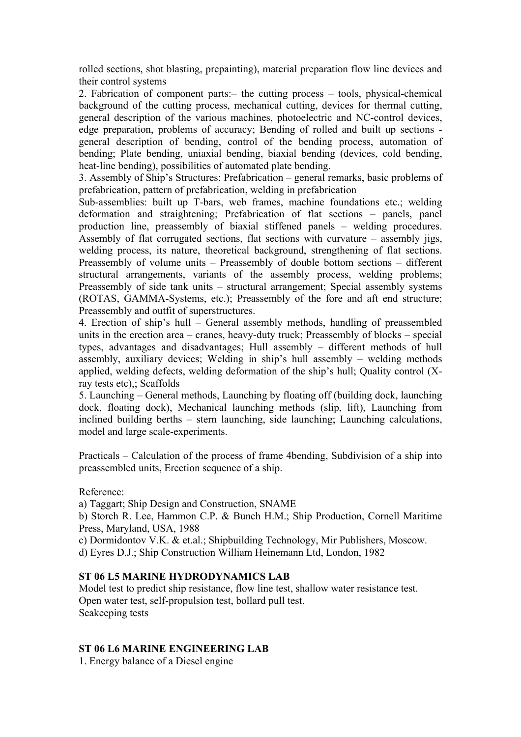rolled sections, shot blasting, prepainting), material preparation flow line devices and their control systems

2. Fabrication of component parts:– the cutting process – tools, physical-chemical background of the cutting process, mechanical cutting, devices for thermal cutting, general description of the various machines, photoelectric and NC-control devices, edge preparation, problems of accuracy; Bending of rolled and built up sections - general description of bending, control of the bending process, automation of bending; Plate bending, uniaxial bending, biaxial bending (devices, cold bending, heat-line bending), possibilities of automated plate bending.

3. Assembly of Ship's Structures: Prefabrication – general remarks, basic problems of prefabrication, pattern of prefabrication, welding in prefabrication

Sub-assemblies: built up T-bars, web frames, machine foundations etc.; welding deformation and straightening; Prefabrication of flat sections – panels, panel production line, preassembly of biaxial stiffened panels – welding procedures. Assembly of flat corrugated sections, flat sections with curvature – assembly jigs, welding process, its nature, theoretical background, strengthening of flat sections. Preassembly of volume units – Preassembly of double bottom sections – different structural arrangements, variants of the assembly process, welding problems; Preassembly of side tank units – structural arrangement; Special assembly systems (ROTAS, GAMMA-Systems, etc.); Preassembly of the fore and aft end structure; Preassembly and outfit of superstructures.

4. Erection of ship's hull – General assembly methods, handling of preassembled units in the erection area – cranes, heavy-duty truck; Preassembly of blocks – special types, advantages and disadvantages; Hull assembly – different methods of hull assembly, auxiliary devices; Welding in ship's hull assembly – welding methods applied, welding defects, welding deformation of the ship's hull; Quality control (X-ray tests etc),; Scaffolds

5. Launching – General methods, Launching by floating off (building dock, launching dock, floating dock), Mechanical launching methods (slip, lift), Launching from inclined building berths – stern launching, side launching; Launching calculations, model and large scale-experiments.

Practicals – Calculation of the process of frame 4bending, Subdivision of a ship into preassembled units, Erection sequence of a ship.

Reference:

a) Taggart; Ship Design and Construction, SNAME

b) Storch R. Lee, Hammon C.P. & Bunch H.M.; Ship Production, Cornell Maritime Press, Maryland, USA, 1988

c) Dormidontov V.K. & et.al.; Shipbuilding Technology, Mir Publishers, Moscow.

d) Eyres D.J.; Ship Construction William Heinemann Ltd, London, 1982

**ST 06 L5 MARINE HYDRODYNAMICS LAB**

Model test to predict ship resistance, flow line test, shallow water resistance test.
Open water test, self-propulsion test, bollard pull test.
Seakeeping tests

**ST 06 L6 MARINE ENGINEERING LAB**

1. Energy balance of a Diesel engine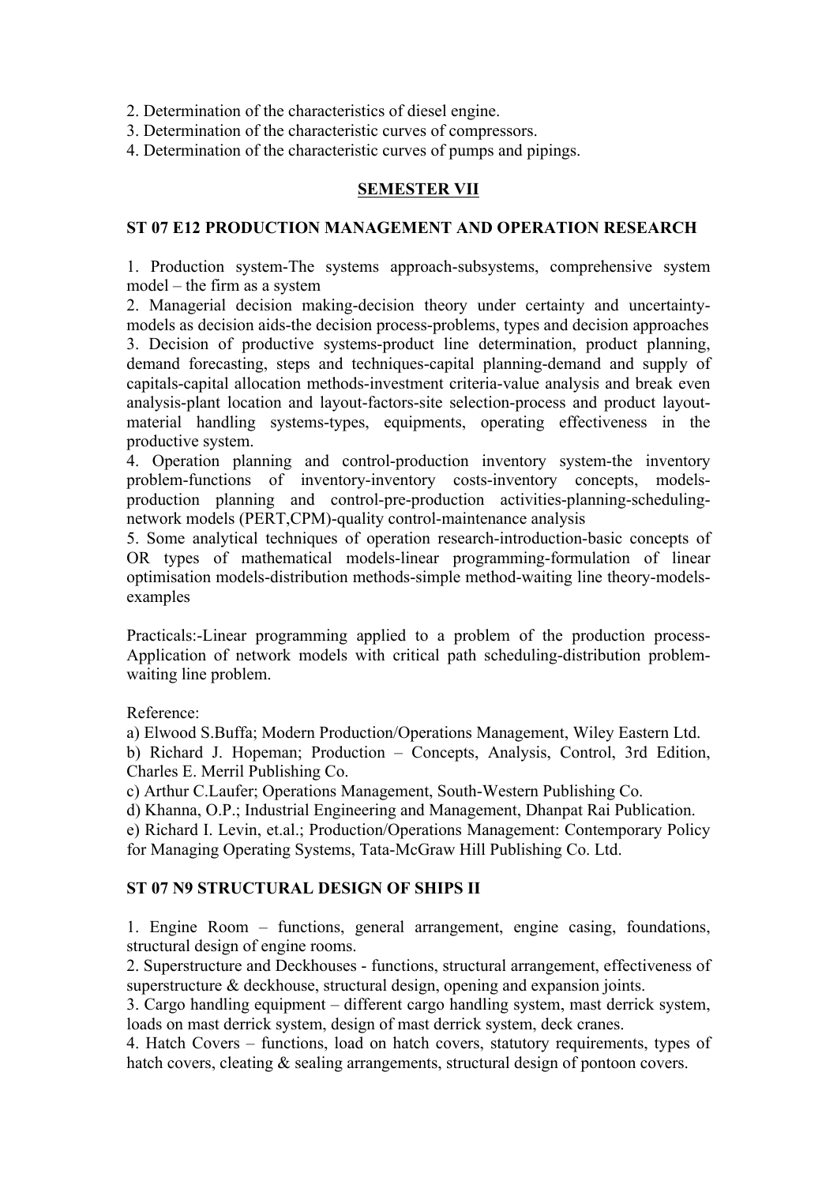2. Determination of the characteristics of diesel engine.
3. Determination of the characteristic curves of compressors.
4. Determination of the characteristic curves of pumps and pipings.

## SEMESTER VII

### ST 07 E12 PRODUCTION MANAGEMENT AND OPERATION RESEARCH

1. Production system-The systems approach-subsystems, comprehensive system model – the firm as a system
2. Managerial decision making-decision theory under certainty and uncertainty-models as decision aids-the decision process-problems, types and decision approaches
3. Decision of productive systems-product line determination, product planning, demand forecasting, steps and techniques-capital planning-demand and supply of capitals-capital allocation methods-investment criteria-value analysis and break even analysis-plant location and layout-factors-site selection-process and product layout-material handling systems-types, equipments, operating effectiveness in the productive system.
4. Operation planning and control-production inventory system-the inventory problem-functions of inventory-inventory costs-inventory concepts, models-production planning and control-pre-production activities-planning-scheduling-network models (PERT,CPM)-quality control-maintenance analysis
5. Some analytical techniques of operation research-introduction-basic concepts of OR types of mathematical models-linear programming-formulation of linear optimisation models-distribution methods-simple method-waiting line theory-models-examples

Practicals:-Linear programming applied to a problem of the production process-Application of network models with critical path scheduling-distribution problem-waiting line problem.

Reference:

a) Elwood S.Buffa; Modern Production/Operations Management, Wiley Eastern Ltd.
b) Richard J. Hopeman; Production – Concepts, Analysis, Control, 3rd Edition, Charles E. Merril Publishing Co.
c) Arthur C.Laufer; Operations Management, South-Western Publishing Co.
d) Khanna, O.P.; Industrial Engineering and Management, Dhanpat Rai Publication.
e) Richard I. Levin, et.al.; Production/Operations Management: Contemporary Policy for Managing Operating Systems, Tata-McGraw Hill Publishing Co. Ltd.

### ST 07 N9 STRUCTURAL DESIGN OF SHIPS II

1. Engine Room – functions, general arrangement, engine casing, foundations, structural design of engine rooms.
2. Superstructure and Deckhouses - functions, structural arrangement, effectiveness of superstructure & deckhouse, structural design, opening and expansion joints.
3. Cargo handling equipment – different cargo handling system, mast derrick system, loads on mast derrick system, design of mast derrick system, deck cranes.
4. Hatch Covers – functions, load on hatch covers, statutory requirements, types of hatch covers, cleating & sealing arrangements, structural design of pontoon covers.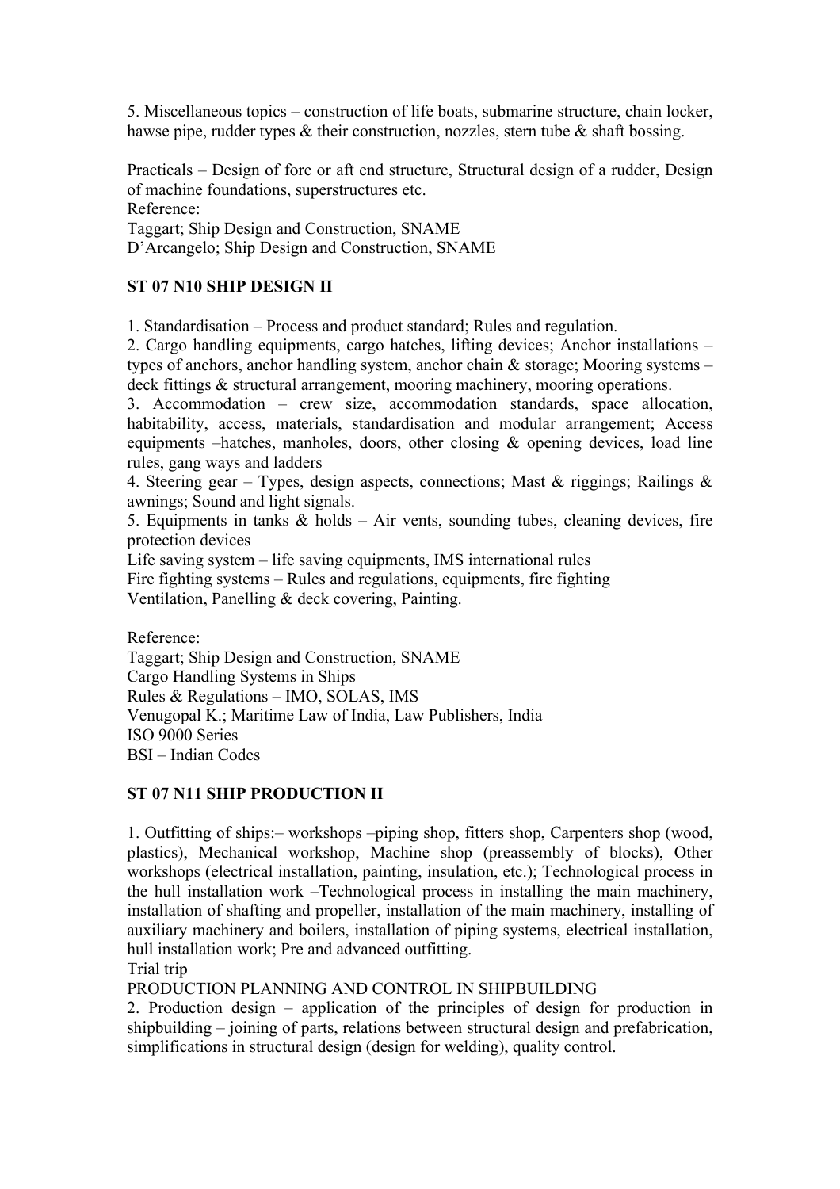5. Miscellaneous topics – construction of life boats, submarine structure, chain locker, hawse pipe, rudder types & their construction, nozzles, stern tube & shaft bossing.

Practicals – Design of fore or aft end structure, Structural design of a rudder, Design of machine foundations, superstructures etc.

Reference:
Taggart; Ship Design and Construction, SNAME
D'Arcangelo; Ship Design and Construction, SNAME

## ST 07 N10 SHIP DESIGN II

1. Standardisation – Process and product standard; Rules and regulation.
2. Cargo handling equipments, cargo hatches, lifting devices; Anchor installations – types of anchors, anchor handling system, anchor chain & storage; Mooring systems – deck fittings & structural arrangement, mooring machinery, mooring operations.
3. Accommodation – crew size, accommodation standards, space allocation, habitability, access, materials, standardisation and modular arrangement; Access equipments –hatches, manholes, doors, other closing & opening devices, load line rules, gang ways and ladders
4. Steering gear – Types, design aspects, connections; Mast & riggings; Railings & awnings; Sound and light signals.
5. Equipments in tanks & holds – Air vents, sounding tubes, cleaning devices, fire protection devices

Life saving system – life saving equipments, IMS international rules
Fire fighting systems – Rules and regulations, equipments, fire fighting
Ventilation, Panelling & deck covering, Painting.

Reference:
Taggart; Ship Design and Construction, SNAME
Cargo Handling Systems in Ships
Rules & Regulations – IMO, SOLAS, IMS
Venugopal K.; Maritime Law of India, Law Publishers, India
ISO 9000 Series
BSI – Indian Codes

## ST 07 N11 SHIP PRODUCTION II

1. Outfitting of ships:– workshops –piping shop, fitters shop, Carpenters shop (wood, plastics), Mechanical workshop, Machine shop (preassembly of blocks), Other workshops (electrical installation, painting, insulation, etc.); Technological process in the hull installation work –Technological process in installing the main machinery, installation of shafting and propeller, installation of the main machinery, installing of auxiliary machinery and boilers, installation of piping systems, electrical installation, hull installation work; Pre and advanced outfitting.

Trial trip

PRODUCTION PLANNING AND CONTROL IN SHIPBUILDING

2. Production design – application of the principles of design for production in shipbuilding – joining of parts, relations between structural design and prefabrication, simplifications in structural design (design for welding), quality control.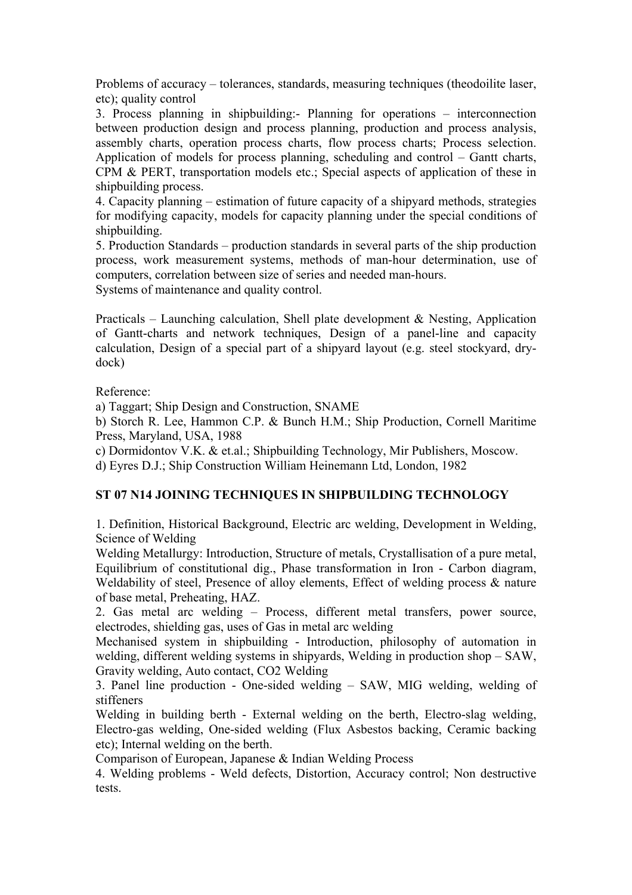Problems of accuracy – tolerances, standards, measuring techniques (theodoilite laser, etc); quality control

3. Process planning in shipbuilding:- Planning for operations – interconnection between production design and process planning, production and process analysis, assembly charts, operation process charts, flow process charts; Process selection. Application of models for process planning, scheduling and control – Gantt charts, CPM & PERT, transportation models etc.; Special aspects of application of these in shipbuilding process.

4. Capacity planning – estimation of future capacity of a shipyard methods, strategies for modifying capacity, models for capacity planning under the special conditions of shipbuilding.

5. Production Standards – production standards in several parts of the ship production process, work measurement systems, methods of man-hour determination, use of computers, correlation between size of series and needed man-hours.

Systems of maintenance and quality control.

Practicals – Launching calculation, Shell plate development & Nesting, Application of Gantt-charts and network techniques, Design of a panel-line and capacity calculation, Design of a special part of a shipyard layout (e.g. steel stockyard, dry-dock)

Reference:

a) Taggart; Ship Design and Construction, SNAME

b) Storch R. Lee, Hammon C.P. & Bunch H.M.; Ship Production, Cornell Maritime Press, Maryland, USA, 1988

c) Dormidontov V.K. & et.al.; Shipbuilding Technology, Mir Publishers, Moscow.

d) Eyres D.J.; Ship Construction William Heinemann Ltd, London, 1982

## ST 07 N14 JOINING TECHNIQUES IN SHIPBUILDING TECHNOLOGY

1. Definition, Historical Background, Electric arc welding, Development in Welding, Science of Welding

Welding Metallurgy: Introduction, Structure of metals, Crystallisation of a pure metal, Equilibrium of constitutional dig., Phase transformation in Iron - Carbon diagram, Weldability of steel, Presence of alloy elements, Effect of welding process & nature of base metal, Preheating, HAZ.

2. Gas metal arc welding – Process, different metal transfers, power source, electrodes, shielding gas, uses of Gas in metal arc welding

Mechanised system in shipbuilding - Introduction, philosophy of automation in welding, different welding systems in shipyards, Welding in production shop – SAW, Gravity welding, Auto contact, $CO_2$ Welding

3. Panel line production - One-sided welding – SAW, MIG welding, welding of stiffeners

Welding in building berth - External welding on the berth, Electro-slag welding, Electro-gas welding, One-sided welding (Flux Asbestos backing, Ceramic backing etc); Internal welding on the berth.

Comparison of European, Japanese & Indian Welding Process

4. Welding problems - Weld defects, Distortion, Accuracy control; Non destructive tests.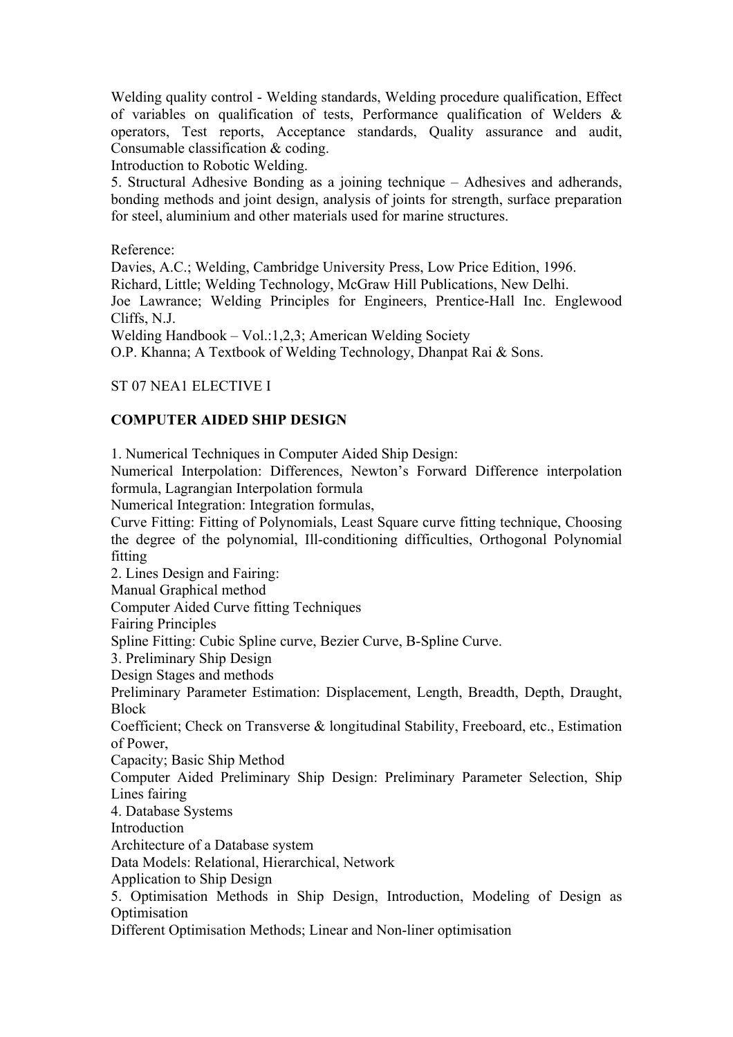Welding quality control - Welding standards, Welding procedure qualification, Effect of variables on qualification of tests, Performance qualification of Welders & operators, Test reports, Acceptance standards, Quality assurance and audit, Consumable classification & coding.

Introduction to Robotic Welding.

5. Structural Adhesive Bonding as a joining technique – Adhesives and adherands, bonding methods and joint design, analysis of joints for strength, surface preparation for steel, aluminium and other materials used for marine structures.

Reference:

Davies, A.C.; Welding, Cambridge University Press, Low Price Edition, 1996.

Richard, Little; Welding Technology, McGraw Hill Publications, New Delhi.

Joe Lawrance; Welding Principles for Engineers, Prentice-Hall Inc. Englewood Cliffs, N.J.

Welding Handbook – Vol.:1,2,3; American Welding Society

O.P. Khanna; A Textbook of Welding Technology, Dhanpat Rai & Sons.

ST 07 NEA1 ELECTIVE I

**COMPUTER AIDED SHIP DESIGN**

1. Numerical Techniques in Computer Aided Ship Design:

Numerical Interpolation: Differences, Newton's Forward Difference interpolation formula, Lagrangian Interpolation formula

Numerical Integration: Integration formulas,

Curve Fitting: Fitting of Polynomials, Least Square curve fitting technique, Choosing the degree of the polynomial, Ill-conditioning difficulties, Orthogonal Polynomial fitting

2. Lines Design and Fairing:

Manual Graphical method

Computer Aided Curve fitting Techniques

Fairing Principles

Spline Fitting: Cubic Spline curve, Bezier Curve, B-Spline Curve.

3. Preliminary Ship Design

Design Stages and methods

Preliminary Parameter Estimation: Displacement, Length, Breadth, Depth, Draught, Block

Coefficient; Check on Transverse & longitudinal Stability, Freeboard, etc., Estimation of Power,

Capacity; Basic Ship Method

Computer Aided Preliminary Ship Design: Preliminary Parameter Selection, Ship Lines fairing

4. Database Systems

Introduction

Architecture of a Database system

Data Models: Relational, Hierarchical, Network

Application to Ship Design

5. Optimisation Methods in Ship Design, Introduction, Modeling of Design as Optimisation

Different Optimisation Methods; Linear and Non-liner optimisation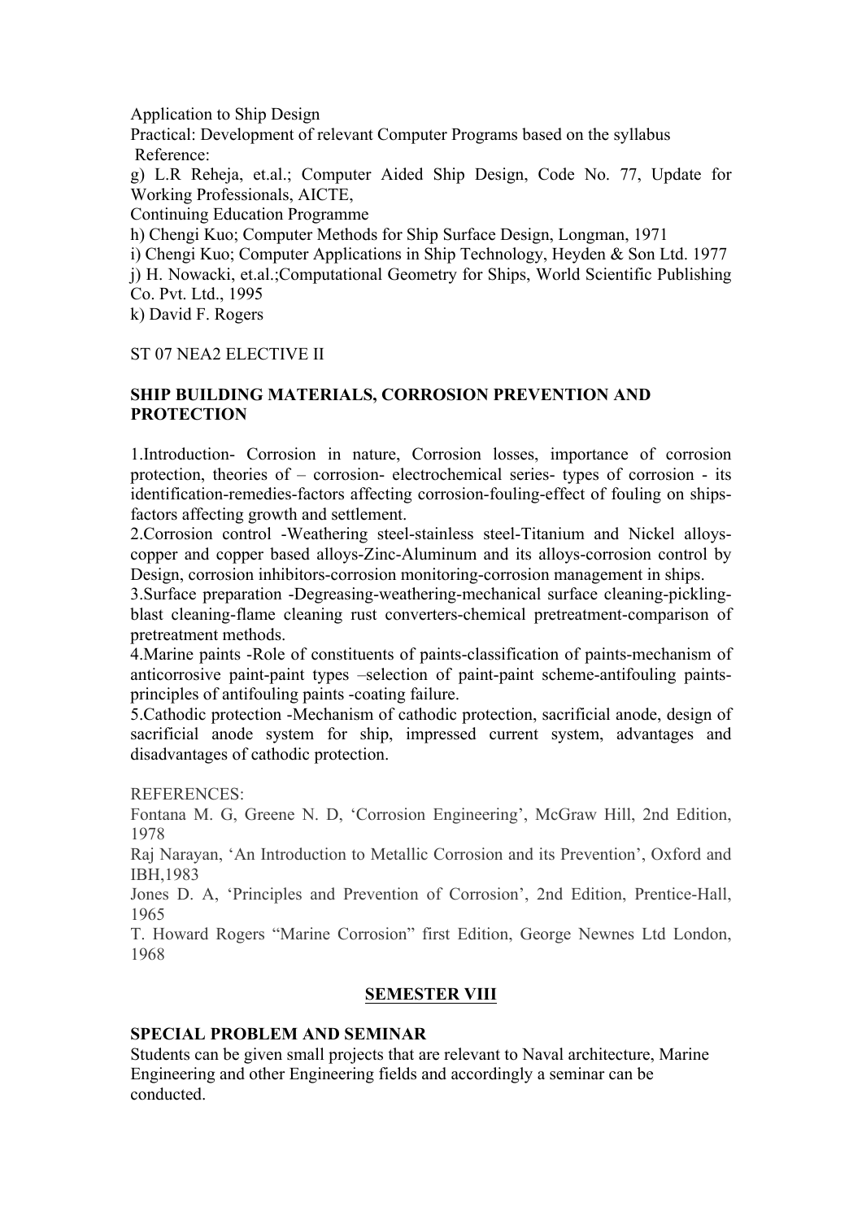Application to Ship Design

Practical: Development of relevant Computer Programs based on the syllabus

Reference:

g) L.R Reheja, et.al.; Computer Aided Ship Design, Code No. 77, Update for Working Professionals, AICTE,
Continuing Education Programme

h) Chengi Kuo; Computer Methods for Ship Surface Design, Longman, 1971

i) Chengi Kuo; Computer Applications in Ship Technology, Heyden & Son Ltd. 1977

j) H. Nowacki, et.al.;Computational Geometry for Ships, World Scientific Publishing Co. Pvt. Ltd., 1995

k) David F. Rogers

ST 07 NEA2 ELECTIVE II

**SHIP BUILDING MATERIALS, CORROSION PREVENTION AND PROTECTION**

1.Introduction- Corrosion in nature, Corrosion losses, importance of corrosion protection, theories of – corrosion- electrochemical series- types of corrosion - its identification-remedies-factors affecting corrosion-fouling-effect of fouling on ships-factors affecting growth and settlement.

2.Corrosion control -Weathering steel-stainless steel-Titanium and Nickel alloys-copper and copper based alloys-Zinc-Aluminum and its alloys-corrosion control by Design, corrosion inhibitors-corrosion monitoring-corrosion management in ships.

3.Surface preparation -Degreasing-weathering-mechanical surface cleaning-pickling-blast cleaning-flame cleaning rust converters-chemical pretreatment-comparison of pretreatment methods.

4.Marine paints -Role of constituents of paints-classification of paints-mechanism of anticorrosive paint-paint types –selection of paint-paint scheme-antifouling paints-principles of antifouling paints -coating failure.

5.Cathodic protection -Mechanism of cathodic protection, sacrificial anode, design of sacrificial anode system for ship, impressed current system, advantages and disadvantages of cathodic protection.

REFERENCES:

Fontana M. G, Greene N. D, 'Corrosion Engineering', McGraw Hill, 2nd Edition, 1978

Raj Narayan, 'An Introduction to Metallic Corrosion and its Prevention', Oxford and IBH,1983

Jones D. A, 'Principles and Prevention of Corrosion', 2nd Edition, Prentice-Hall, 1965

T. Howard Rogers "Marine Corrosion" first Edition, George Newnes Ltd London, 1968

## SEMESTER VIII

**SPECIAL PROBLEM AND SEMINAR**

Students can be given small projects that are relevant to Naval architecture, Marine Engineering and other Engineering fields and accordingly a seminar can be conducted.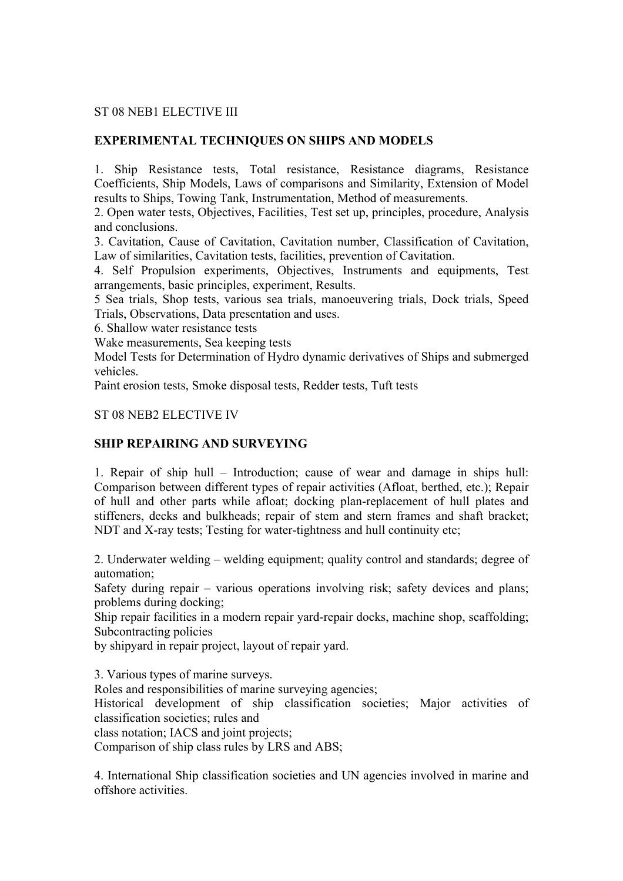ST 08 NEB1 ELECTIVE III

**EXPERIMENTAL TECHNIQUES ON SHIPS AND MODELS**

1. Ship Resistance tests, Total resistance, Resistance diagrams, Resistance Coefficients, Ship Models, Laws of comparisons and Similarity, Extension of Model results to Ships, Towing Tank, Instrumentation, Method of measurements.
2. Open water tests, Objectives, Facilities, Test set up, principles, procedure, Analysis and conclusions.
3. Cavitation, Cause of Cavitation, Cavitation number, Classification of Cavitation, Law of similarities, Cavitation tests, facilities, prevention of Cavitation.
4. Self Propulsion experiments, Objectives, Instruments and equipments, Test arrangements, basic principles, experiment, Results.
5 Sea trials, Shop tests, various sea trials, manoeuvering trials, Dock trials, Speed Trials, Observations, Data presentation and uses.
6. Shallow water resistance tests
Wake measurements, Sea keeping tests
Model Tests for Determination of Hydro dynamic derivatives of Ships and submerged vehicles.
Paint erosion tests, Smoke disposal tests, Redder tests, Tuft tests

ST 08 NEB2 ELECTIVE IV

**SHIP REPAIRING AND SURVEYING**

1. Repair of ship hull – Introduction; cause of wear and damage in ships hull: Comparison between different types of repair activities (Afloat, berthed, etc.); Repair of hull and other parts while afloat; docking plan-replacement of hull plates and stiffeners, decks and bulkheads; repair of stem and stern frames and shaft bracket; NDT and X-ray tests; Testing for water-tightness and hull continuity etc;

2. Underwater welding – welding equipment; quality control and standards; degree of automation;
Safety during repair – various operations involving risk; safety devices and plans; problems during docking;
Ship repair facilities in a modern repair yard-repair docks, machine shop, scaffolding; Subcontracting policies
by shipyard in repair project, layout of repair yard.

3. Various types of marine surveys.
Roles and responsibilities of marine surveying agencies;
Historical development of ship classification societies; Major activities of classification societies; rules and
class notation; IACS and joint projects;
Comparison of ship class rules by LRS and ABS;

4. International Ship classification societies and UN agencies involved in marine and offshore activities.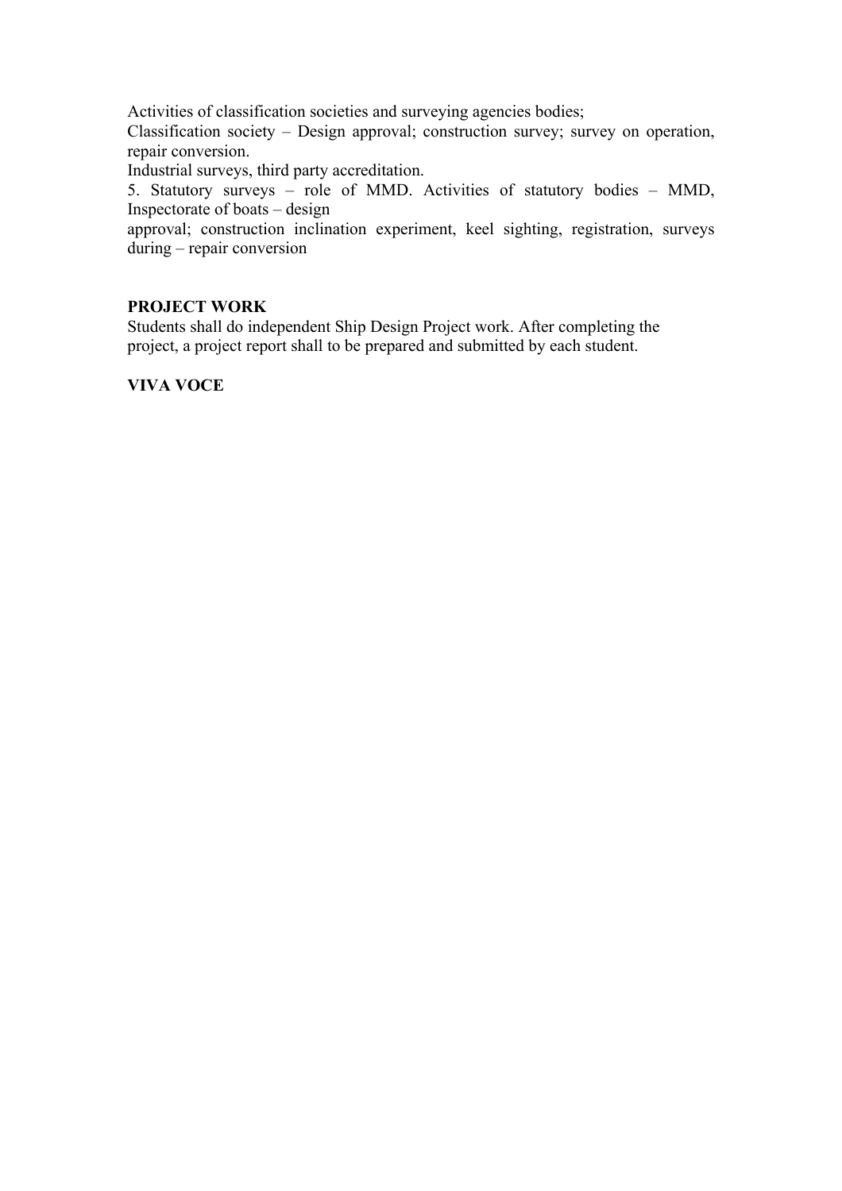Activities of classification societies and surveying agencies bodies;

Classification society – Design approval; construction survey; survey on operation, repair conversion.

Industrial surveys, third party accreditation.

5. Statutory surveys – role of MMD. Activities of statutory bodies – MMD, Inspectorate of boats – design approval; construction inclination experiment, keel sighting, registration, surveys during – repair conversion

**PROJECT WORK**

Students shall do independent Ship Design Project work. After completing the project, a project report shall to be prepared and submitted by each student.

**VIVA VOCE**